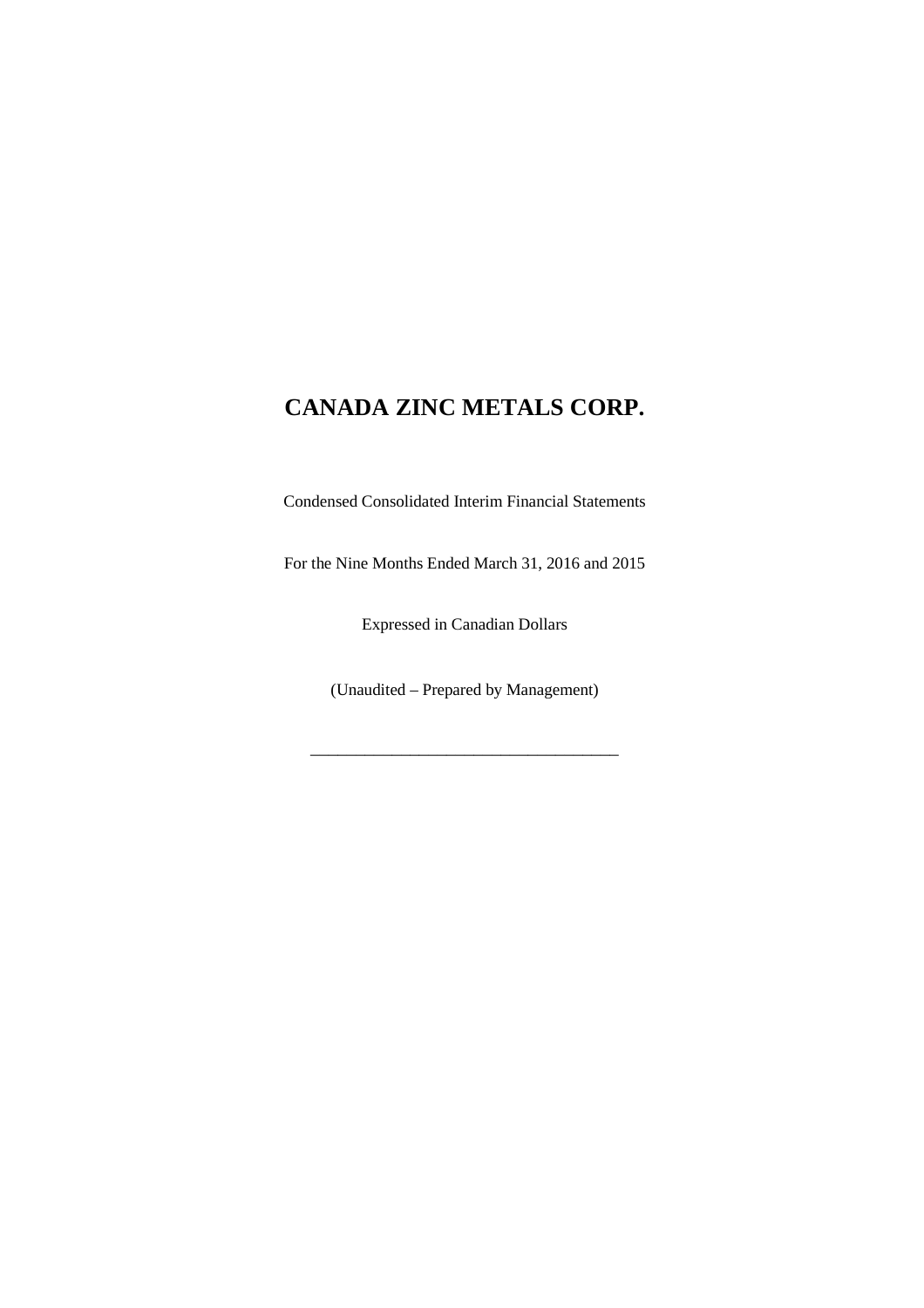# CANADA ZINC METALS CORP.

Condensed Consolidated Interim Financial Statements

For the Nine Months Ended March 31, 2016 and 2015

Expressed in Canadian Dollars

(Unaudited – Prepared by Management)

---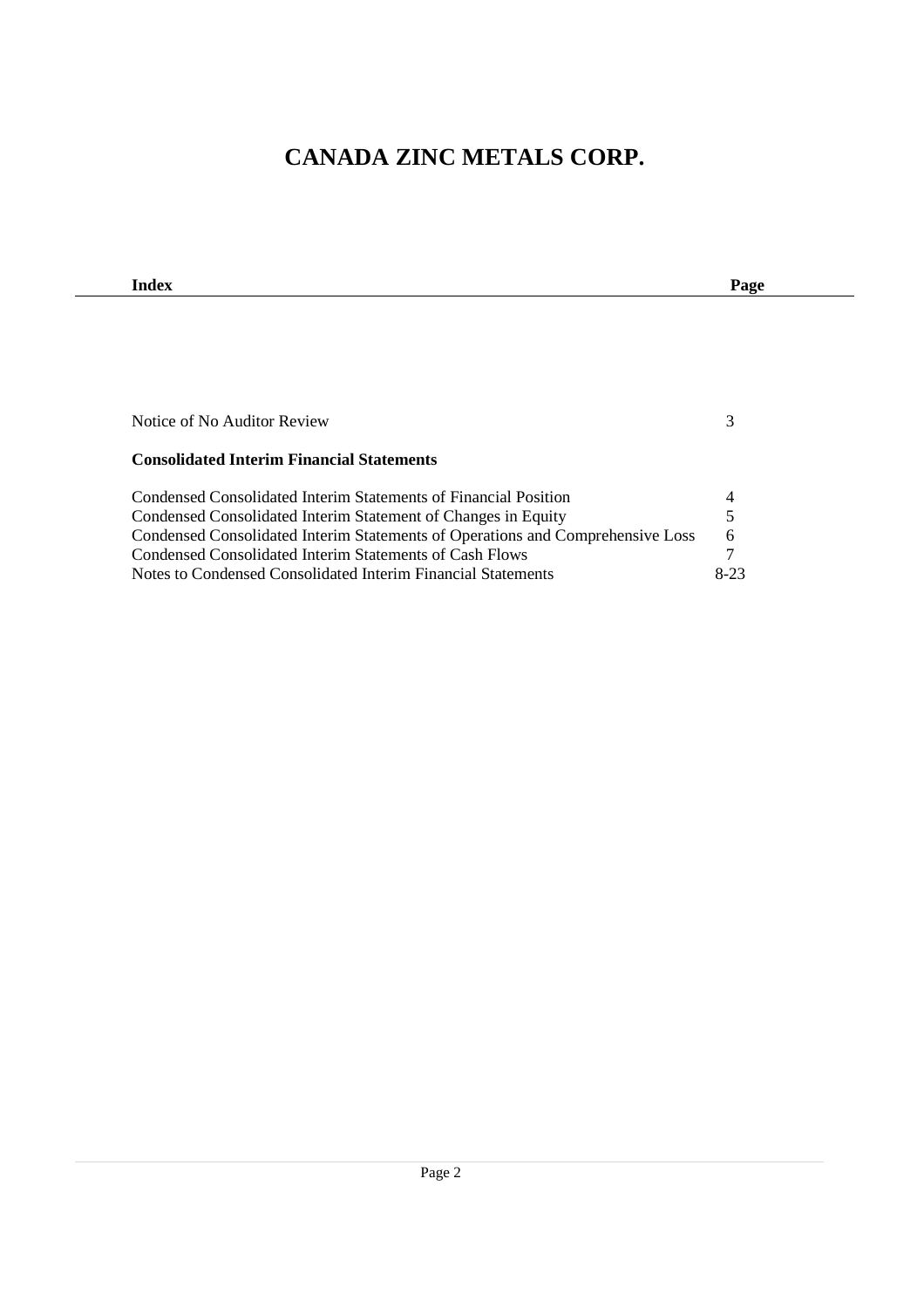# CANADA ZINC METALS CORP.

| Index | Page |
|---|---|
| Notice of No Auditor Review | 3 |
| **Consolidated Interim Financial Statements** | |
| Condensed Consolidated Interim Statements of Financial Position | 4 |
| Condensed Consolidated Interim Statement of Changes in Equity | 5 |
| Condensed Consolidated Interim Statements of Operations and Comprehensive Loss | 6 |
| Condensed Consolidated Interim Statements of Cash Flows | 7 |
| Notes to Condensed Consolidated Interim Financial Statements | 8-23 |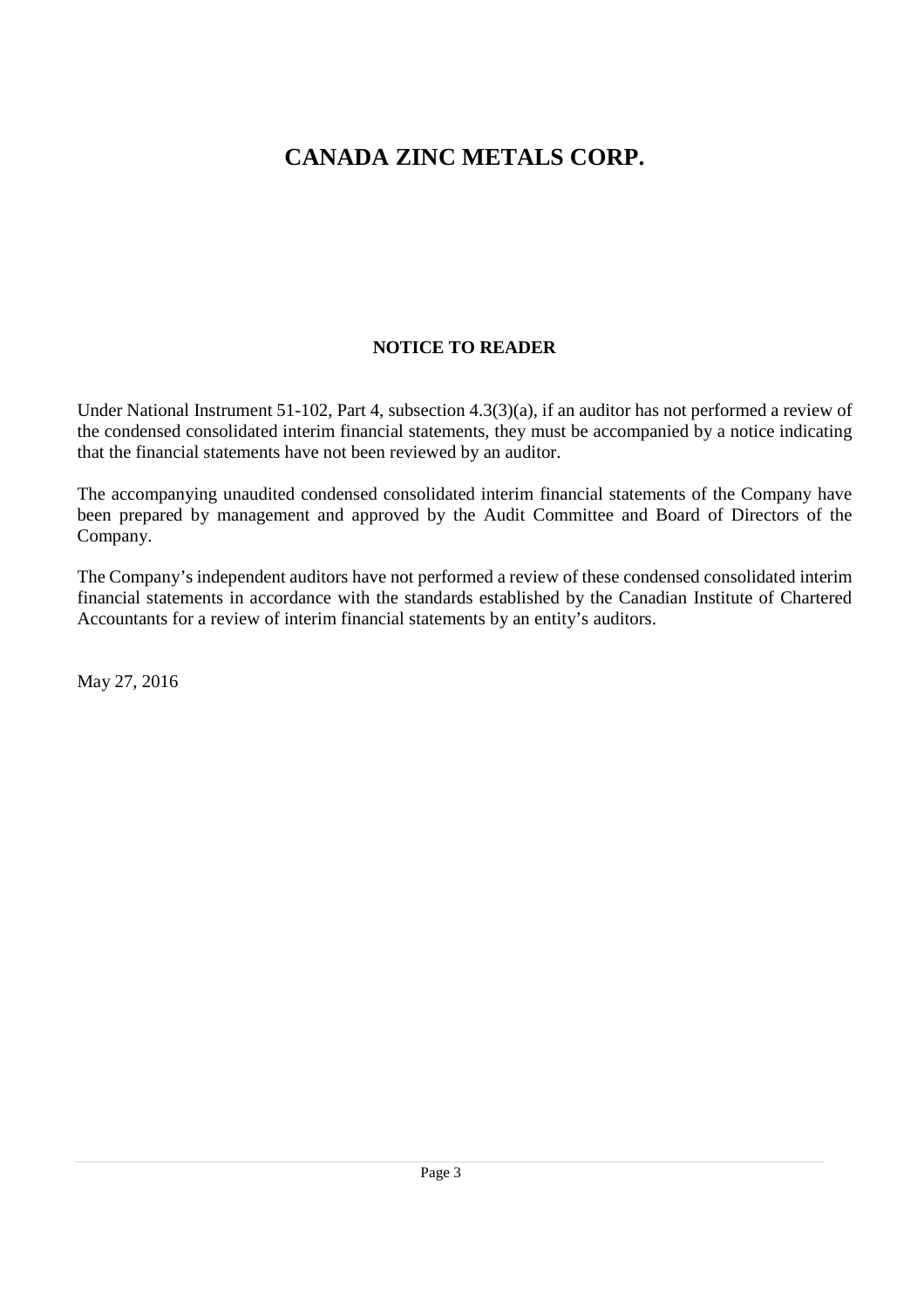# CANADA ZINC METALS CORP.

## NOTICE TO READER

Under National Instrument 51-102, Part 4, subsection 4.3(3)(a), if an auditor has not performed a review of the condensed consolidated interim financial statements, they must be accompanied by a notice indicating that the financial statements have not been reviewed by an auditor.

The accompanying unaudited condensed consolidated interim financial statements of the Company have been prepared by management and approved by the Audit Committee and Board of Directors of the Company.

The Company's independent auditors have not performed a review of these condensed consolidated interim financial statements in accordance with the standards established by the Canadian Institute of Chartered Accountants for a review of interim financial statements by an entity's auditors.

May 27, 2016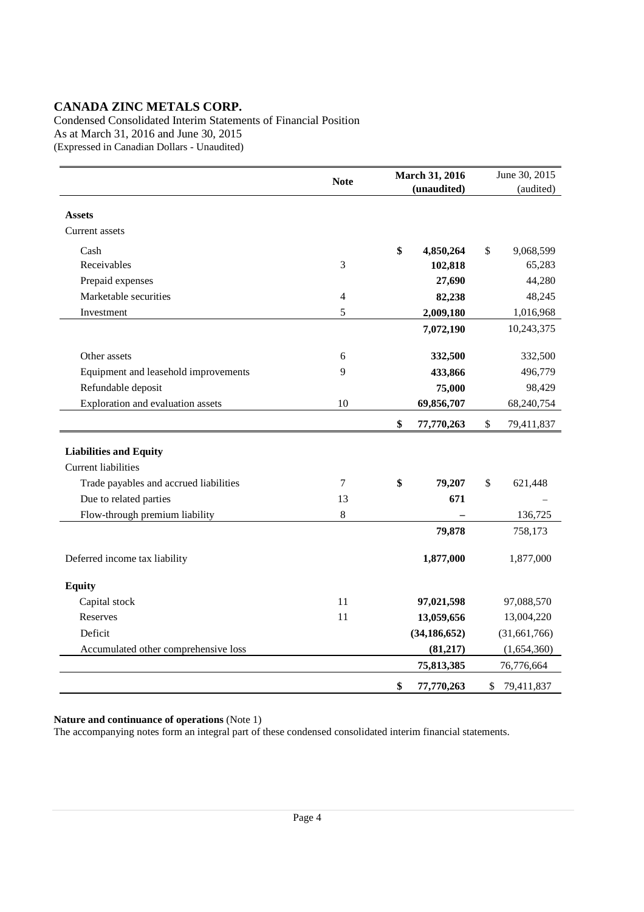# CANADA ZINC METALS CORP.

Condensed Consolidated Interim Statements of Financial Position
As at March 31, 2016 and June 30, 2015
(Expressed in Canadian Dollars - Unaudited)

| | Note | **March 31, 2016 (unaudited)** | June 30, 2015 (audited) |
|---|---|---|---|
| **Assets** | | | |
| Current assets | | | |
| Cash | | **$ 4,850,264** | $ 9,068,599 |
| Receivables | 3 | **102,818** | 65,283 |
| Prepaid expenses | | **27,690** | 44,280 |
| Marketable securities | 4 | **82,238** | 48,245 |
| Investment | 5 | **2,009,180** | 1,016,968 |
| | | **7,072,190** | 10,243,375 |
| Other assets | 6 | **332,500** | 332,500 |
| Equipment and leasehold improvements | 9 | **433,866** | 496,779 |
| Refundable deposit | | **75,000** | 98,429 |
| Exploration and evaluation assets | 10 | **69,856,707** | 68,240,754 |
| | | **$ 77,770,263** | $ 79,411,837 |
| **Liabilities and Equity** | | | |
| Current liabilities | | | |
| Trade payables and accrued liabilities | 7 | **$ 79,207** | $ 621,448 |
| Due to related parties | 13 | **671** | – |
| Flow-through premium liability | 8 | **–** | 136,725 |
| | | **79,878** | 758,173 |
| Deferred income tax liability | | **1,877,000** | 1,877,000 |
| **Equity** | | | |
| Capital stock | 11 | **97,021,598** | 97,088,570 |
| Reserves | 11 | **13,059,656** | 13,004,220 |
| Deficit | | **(34,186,652)** | (31,661,766) |
| Accumulated other comprehensive loss | | **(81,217)** | (1,654,360) |
| | | **75,813,385** | 76,776,664 |
| | | **$ 77,770,263** | $ 79,411,837 |

**Nature and continuance of operations** (Note 1)

The accompanying notes form an integral part of these condensed consolidated interim financial statements.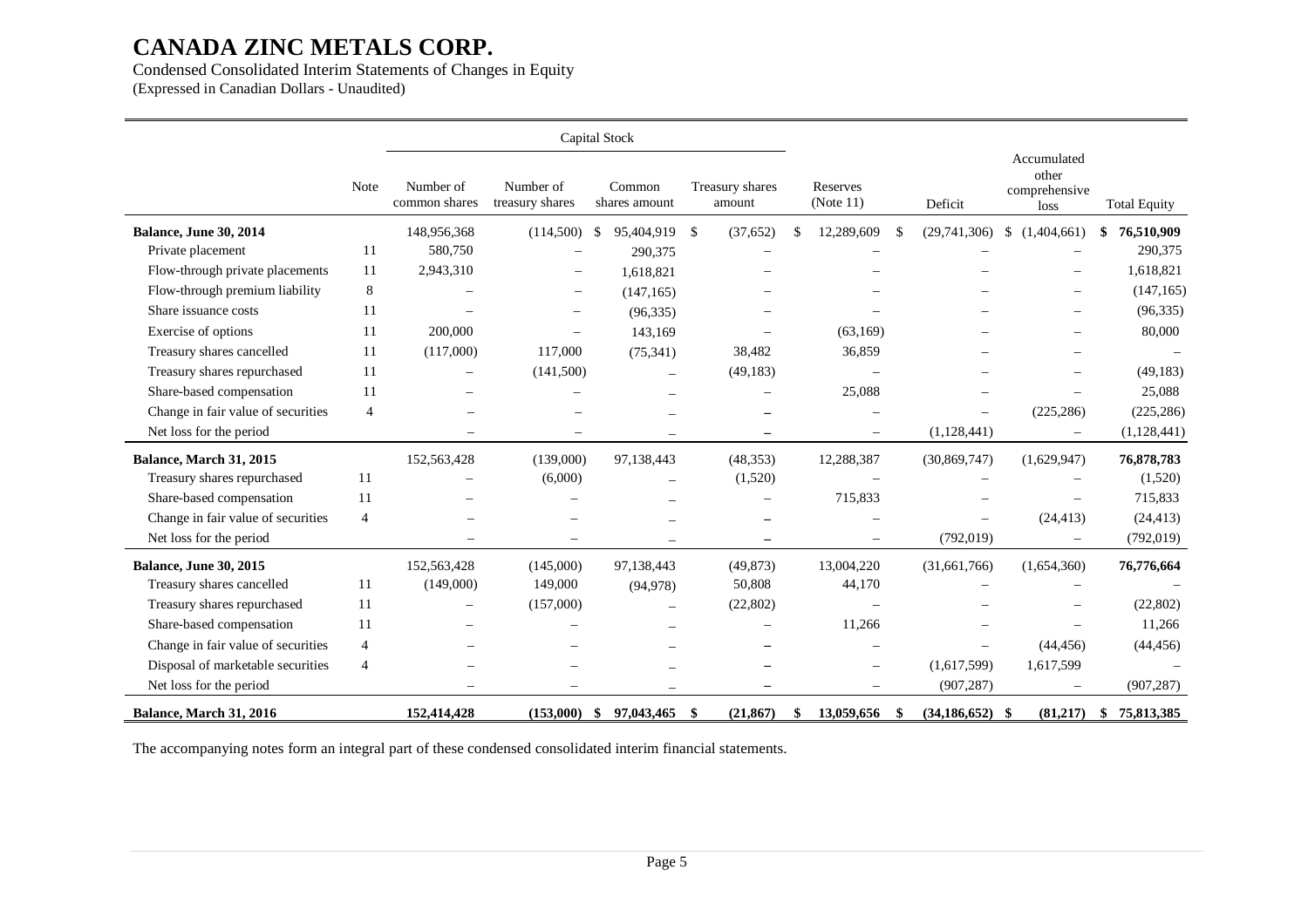# CANADA ZINC METALS CORP.

Condensed Consolidated Interim Statements of Changes in Equity
(Expressed in Canadian Dollars - Unaudited)

| | Note | Capital Stock | | | | | | | |
|---|---|---|---|---|---|---|---|---|---|
| | | Number of common shares | Number of treasury shares | Common shares amount | Treasury shares amount | Reserves (Note 11) | Deficit | Accumulated other comprehensive loss | Total Equity |
| **Balance, June 30, 2014** | | 148,956,368 | (114,500) | $ 95,404,919 | $ (37,652) | $ 12,289,609 | $ (29,741,306) | $ (1,404,661) | **$ 76,510,909** |
| Private placement | 11 | 580,750 | – | 290,375 | – | – | – | – | 290,375 |
| Flow-through private placements | 11 | 2,943,310 | – | 1,618,821 | – | – | – | – | 1,618,821 |
| Flow-through premium liability | 8 | – | – | (147,165) | – | – | – | – | (147,165) |
| Share issuance costs | 11 | – | – | (96,335) | – | – | – | – | (96,335) |
| Exercise of options | 11 | 200,000 | – | 143,169 | – | (63,169) | – | – | 80,000 |
| Treasury shares cancelled | 11 | (117,000) | 117,000 | (75,341) | 38,482 | 36,859 | – | – | – |
| Treasury shares repurchased | 11 | – | (141,500) | – | (49,183) | – | – | – | (49,183) |
| Share-based compensation | 11 | – | – | – | – | 25,088 | – | – | 25,088 |
| Change in fair value of securities | 4 | – | – | – | – | – | – | (225,286) | (225,286) |
| Net loss for the period | | – | – | – | – | – | (1,128,441) | – | (1,128,441) |
| **Balance, March 31, 2015** | | 152,563,428 | (139,000) | 97,138,443 | (48,353) | 12,288,387 | (30,869,747) | (1,629,947) | **76,878,783** |
| Treasury shares repurchased | 11 | – | (6,000) | – | (1,520) | – | – | – | (1,520) |
| Share-based compensation | 11 | – | – | – | – | 715,833 | – | – | 715,833 |
| Change in fair value of securities | 4 | – | – | – | – | – | – | (24,413) | (24,413) |
| Net loss for the period | | – | – | – | – | – | (792,019) | – | (792,019) |
| **Balance, June 30, 2015** | | 152,563,428 | (145,000) | 97,138,443 | (49,873) | 13,004,220 | (31,661,766) | (1,654,360) | **76,776,664** |
| Treasury shares cancelled | 11 | (149,000) | 149,000 | (94,978) | 50,808 | 44,170 | – | – | – |
| Treasury shares repurchased | 11 | – | (157,000) | – | (22,802) | – | – | – | (22,802) |
| Share-based compensation | 11 | – | – | – | – | 11,266 | – | – | 11,266 |
| Change in fair value of securities | 4 | – | – | – | – | – | – | (44,456) | (44,456) |
| Disposal of marketable securities | 4 | – | – | – | – | – | (1,617,599) | 1,617,599 | – |
| Net loss for the period | | – | – | – | – | – | (907,287) | – | (907,287) |
| **Balance, March 31, 2016** | | **152,414,428** | **(153,000)** | **$ 97,043,465** | **$ (21,867)** | **$ 13,059,656** | **$ (34,186,652)** | **$ (81,217)** | **$ 75,813,385** |

The accompanying notes form an integral part of these condensed consolidated interim financial statements.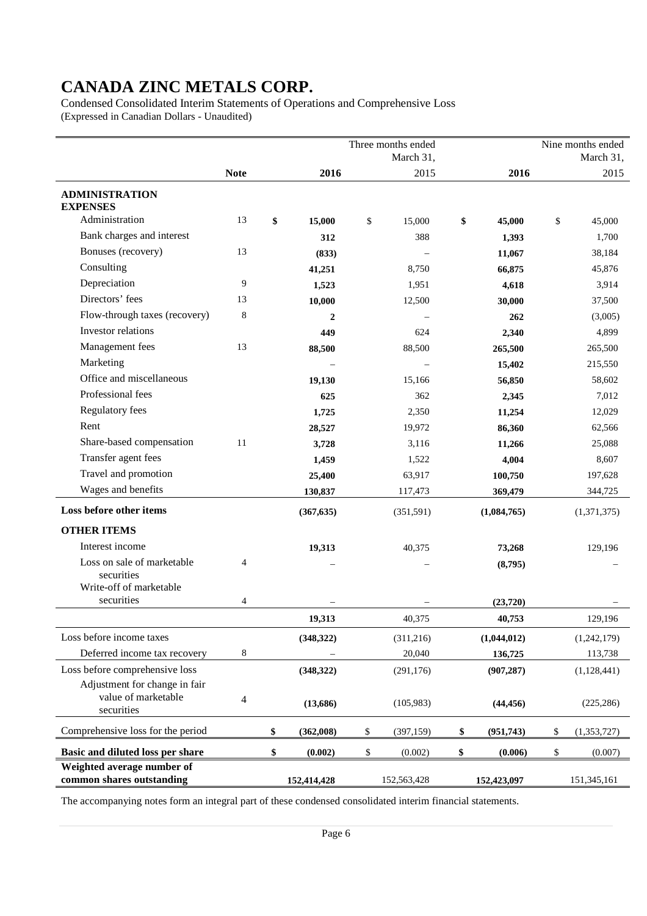# CANADA ZINC METALS CORP.

Condensed Consolidated Interim Statements of Operations and Comprehensive Loss
(Expressed in Canadian Dollars - Unaudited)

| | Note | Three months ended March 31, 2016 | Three months ended March 31, 2015 | Nine months ended March 31, 2016 | Nine months ended March 31, 2015 |
|---|---|---|---|---|---|
| **ADMINISTRATION EXPENSES** | | | | | |
| Administration | 13 | **$ 15,000** | $ 15,000 | **$ 45,000** | $ 45,000 |
| Bank charges and interest | | **312** | 388 | **1,393** | 1,700 |
| Bonuses (recovery) | 13 | **(833)** | – | **11,067** | 38,184 |
| Consulting | | **41,251** | 8,750 | **66,875** | 45,876 |
| Depreciation | 9 | **1,523** | 1,951 | **4,618** | 3,914 |
| Directors' fees | 13 | **10,000** | 12,500 | **30,000** | 37,500 |
| Flow-through taxes (recovery) | 8 | **2** | – | **262** | (3,005) |
| Investor relations | | **449** | 624 | **2,340** | 4,899 |
| Management fees | 13 | **88,500** | 88,500 | **265,500** | 265,500 |
| Marketing | | – | – | **15,402** | 215,550 |
| Office and miscellaneous | | **19,130** | 15,166 | **56,850** | 58,602 |
| Professional fees | | **625** | 362 | **2,345** | 7,012 |
| Regulatory fees | | **1,725** | 2,350 | **11,254** | 12,029 |
| Rent | | **28,527** | 19,972 | **86,360** | 62,566 |
| Share-based compensation | 11 | **3,728** | 3,116 | **11,266** | 25,088 |
| Transfer agent fees | | **1,459** | 1,522 | **4,004** | 8,607 |
| Travel and promotion | | **25,400** | 63,917 | **100,750** | 197,628 |
| Wages and benefits | | **130,837** | 117,473 | **369,479** | 344,725 |
| **Loss before other items** | | **(367,635)** | (351,591) | **(1,084,765)** | (1,371,375) |
| **OTHER ITEMS** | | | | | |
| Interest income | | **19,313** | 40,375 | **73,268** | 129,196 |
| Loss on sale of marketable securities | 4 | – | – | **(8,795)** | – |
| Write-off of marketable securities | 4 | – | – | **(23,720)** | – |
| | | **19,313** | 40,375 | **40,753** | 129,196 |
| Loss before income taxes | | **(348,322)** | (311,216) | **(1,044,012)** | (1,242,179) |
| Deferred income tax recovery | 8 | – | 20,040 | **136,725** | 113,738 |
| Loss before comprehensive loss | | **(348,322)** | (291,176) | **(907,287)** | (1,128,441) |
| Adjustment for change in fair value of marketable securities | 4 | **(13,686)** | (105,983) | **(44,456)** | (225,286) |
| Comprehensive loss for the period | | **$ (362,008)** | $ (397,159) | **$ (951,743)** | $ (1,353,727) |
| **Basic and diluted loss per share** | | **$ (0.002)** | $ (0.002) | **$ (0.006)** | $ (0.007) |
| **Weighted average number of common shares outstanding** | | **152,414,428** | 152,563,428 | **152,423,097** | 151,345,161 |

The accompanying notes form an integral part of these condensed consolidated interim financial statements.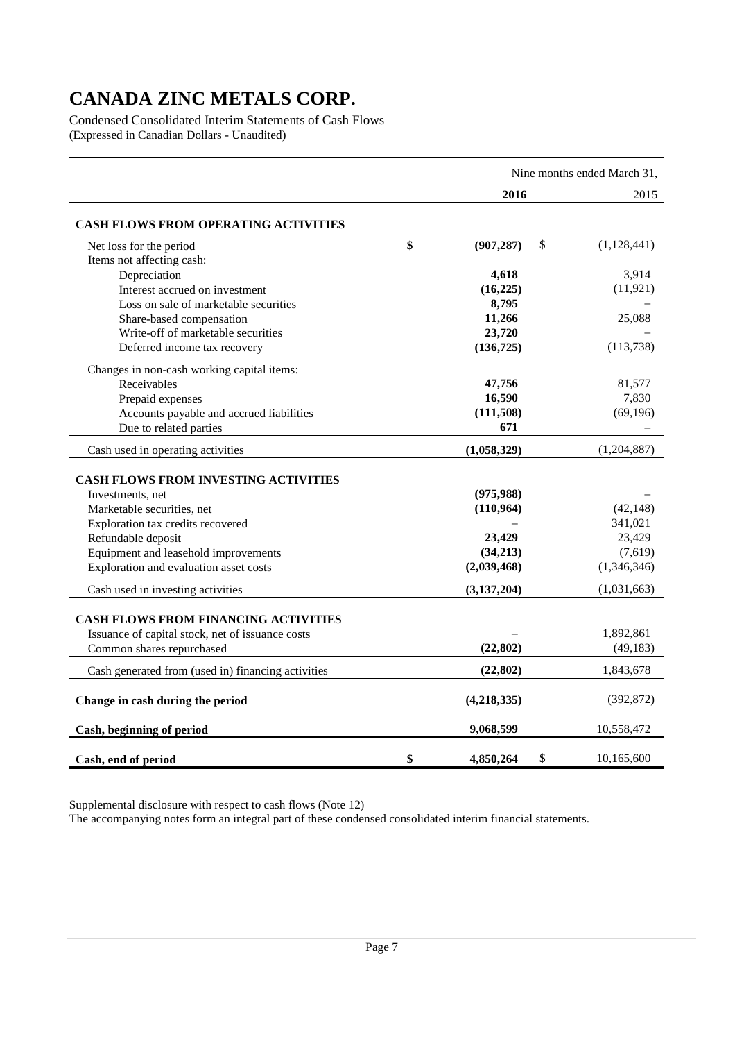# CANADA ZINC METALS CORP.

Condensed Consolidated Interim Statements of Cash Flows
(Expressed in Canadian Dollars - Unaudited)

| | Nine months ended March 31, | |
|---|---|---|
| | **2016** | 2015 |
| **CASH FLOWS FROM OPERATING ACTIVITIES** | | |
| Net loss for the period | **$ (907,287)** | $ (1,128,441) |
| Items not affecting cash: | | |
| Depreciation | **4,618** | 3,914 |
| Interest accrued on investment | **(16,225)** | (11,921) |
| Loss on sale of marketable securities | **8,795** | – |
| Share-based compensation | **11,266** | 25,088 |
| Write-off of marketable securities | **23,720** | – |
| Deferred income tax recovery | **(136,725)** | (113,738) |
| Changes in non-cash working capital items: | | |
| Receivables | **47,756** | 81,577 |
| Prepaid expenses | **16,590** | 7,830 |
| Accounts payable and accrued liabilities | **(111,508)** | (69,196) |
| Due to related parties | **671** | – |
| Cash used in operating activities | **(1,058,329)** | (1,204,887) |
| **CASH FLOWS FROM INVESTING ACTIVITIES** | | |
| Investments, net | **(975,988)** | – |
| Marketable securities, net | **(110,964)** | (42,148) |
| Exploration tax credits recovered | – | 341,021 |
| Refundable deposit | **23,429** | 23,429 |
| Equipment and leasehold improvements | **(34,213)** | (7,619) |
| Exploration and evaluation asset costs | **(2,039,468)** | (1,346,346) |
| Cash used in investing activities | **(3,137,204)** | (1,031,663) |
| **CASH FLOWS FROM FINANCING ACTIVITIES** | | |
| Issuance of capital stock, net of issuance costs | – | 1,892,861 |
| Common shares repurchased | **(22,802)** | (49,183) |
| Cash generated from (used in) financing activities | **(22,802)** | 1,843,678 |
| **Change in cash during the period** | **(4,218,335)** | (392,872) |
| **Cash, beginning of period** | **9,068,599** | 10,558,472 |
| **Cash, end of period** | **$ 4,850,264** | $ 10,165,600 |

Supplemental disclosure with respect to cash flows (Note 12)
The accompanying notes form an integral part of these condensed consolidated interim financial statements.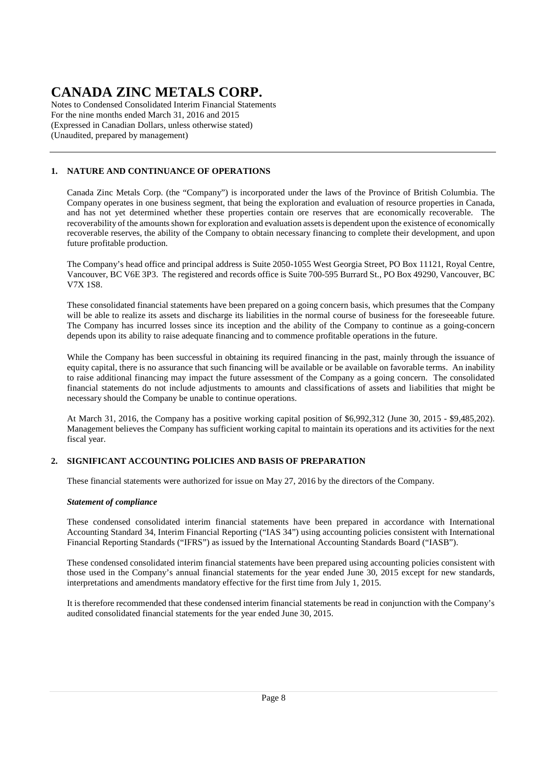# CANADA ZINC METALS CORP.

Notes to Condensed Consolidated Interim Financial Statements
For the nine months ended March 31, 2016 and 2015
(Expressed in Canadian Dollars, unless otherwise stated)
(Unaudited, prepared by management)

## 1. NATURE AND CONTINUANCE OF OPERATIONS

Canada Zinc Metals Corp. (the "Company") is incorporated under the laws of the Province of British Columbia. The Company operates in one business segment, that being the exploration and evaluation of resource properties in Canada, and has not yet determined whether these properties contain ore reserves that are economically recoverable. The recoverability of the amounts shown for exploration and evaluation assets is dependent upon the existence of economically recoverable reserves, the ability of the Company to obtain necessary financing to complete their development, and upon future profitable production.

The Company's head office and principal address is Suite 2050-1055 West Georgia Street, PO Box 11121, Royal Centre, Vancouver, BC V6E 3P3. The registered and records office is Suite 700-595 Burrard St., PO Box 49290, Vancouver, BC V7X 1S8.

These consolidated financial statements have been prepared on a going concern basis, which presumes that the Company will be able to realize its assets and discharge its liabilities in the normal course of business for the foreseeable future. The Company has incurred losses since its inception and the ability of the Company to continue as a going-concern depends upon its ability to raise adequate financing and to commence profitable operations in the future.

While the Company has been successful in obtaining its required financing in the past, mainly through the issuance of equity capital, there is no assurance that such financing will be available or be available on favorable terms. An inability to raise additional financing may impact the future assessment of the Company as a going concern. The consolidated financial statements do not include adjustments to amounts and classifications of assets and liabilities that might be necessary should the Company be unable to continue operations.

At March 31, 2016, the Company has a positive working capital position of $6,992,312 (June 30, 2015 - $9,485,202). Management believes the Company has sufficient working capital to maintain its operations and its activities for the next fiscal year.

## 2. SIGNIFICANT ACCOUNTING POLICIES AND BASIS OF PREPARATION

These financial statements were authorized for issue on May 27, 2016 by the directors of the Company.

### *Statement of compliance*

These condensed consolidated interim financial statements have been prepared in accordance with International Accounting Standard 34, Interim Financial Reporting ("IAS 34") using accounting policies consistent with International Financial Reporting Standards ("IFRS") as issued by the International Accounting Standards Board ("IASB").

These condensed consolidated interim financial statements have been prepared using accounting policies consistent with those used in the Company's annual financial statements for the year ended June 30, 2015 except for new standards, interpretations and amendments mandatory effective for the first time from July 1, 2015.

It is therefore recommended that these condensed interim financial statements be read in conjunction with the Company's audited consolidated financial statements for the year ended June 30, 2015.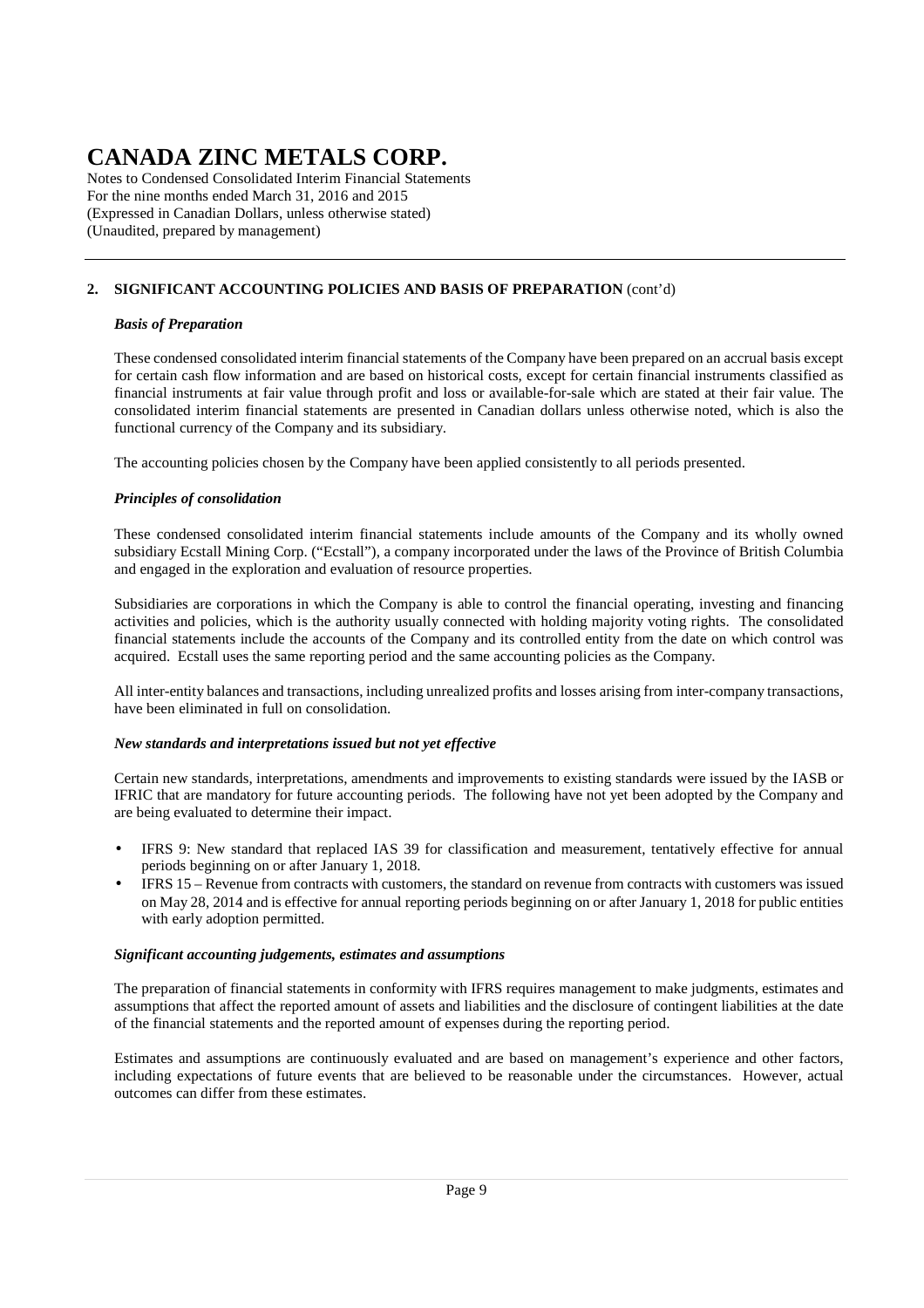## 2. SIGNIFICANT ACCOUNTING POLICIES AND BASIS OF PREPARATION (cont'd)

### *Basis of Preparation*

These condensed consolidated interim financial statements of the Company have been prepared on an accrual basis except for certain cash flow information and are based on historical costs, except for certain financial instruments classified as financial instruments at fair value through profit and loss or available-for-sale which are stated at their fair value. The consolidated interim financial statements are presented in Canadian dollars unless otherwise noted, which is also the functional currency of the Company and its subsidiary.

The accounting policies chosen by the Company have been applied consistently to all periods presented.

### *Principles of consolidation*

These condensed consolidated interim financial statements include amounts of the Company and its wholly owned subsidiary Ecstall Mining Corp. ("Ecstall"), a company incorporated under the laws of the Province of British Columbia and engaged in the exploration and evaluation of resource properties.

Subsidiaries are corporations in which the Company is able to control the financial operating, investing and financing activities and policies, which is the authority usually connected with holding majority voting rights. The consolidated financial statements include the accounts of the Company and its controlled entity from the date on which control was acquired. Ecstall uses the same reporting period and the same accounting policies as the Company.

All inter-entity balances and transactions, including unrealized profits and losses arising from inter-company transactions, have been eliminated in full on consolidation.

### *New standards and interpretations issued but not yet effective*

Certain new standards, interpretations, amendments and improvements to existing standards were issued by the IASB or IFRIC that are mandatory for future accounting periods. The following have not yet been adopted by the Company and are being evaluated to determine their impact.

- IFRS 9: New standard that replaced IAS 39 for classification and measurement, tentatively effective for annual periods beginning on or after January 1, 2018.
- IFRS 15 – Revenue from contracts with customers, the standard on revenue from contracts with customers was issued on May 28, 2014 and is effective for annual reporting periods beginning on or after January 1, 2018 for public entities with early adoption permitted.

### *Significant accounting judgements, estimates and assumptions*

The preparation of financial statements in conformity with IFRS requires management to make judgments, estimates and assumptions that affect the reported amount of assets and liabilities and the disclosure of contingent liabilities at the date of the financial statements and the reported amount of expenses during the reporting period.

Estimates and assumptions are continuously evaluated and are based on management's experience and other factors, including expectations of future events that are believed to be reasonable under the circumstances. However, actual outcomes can differ from these estimates.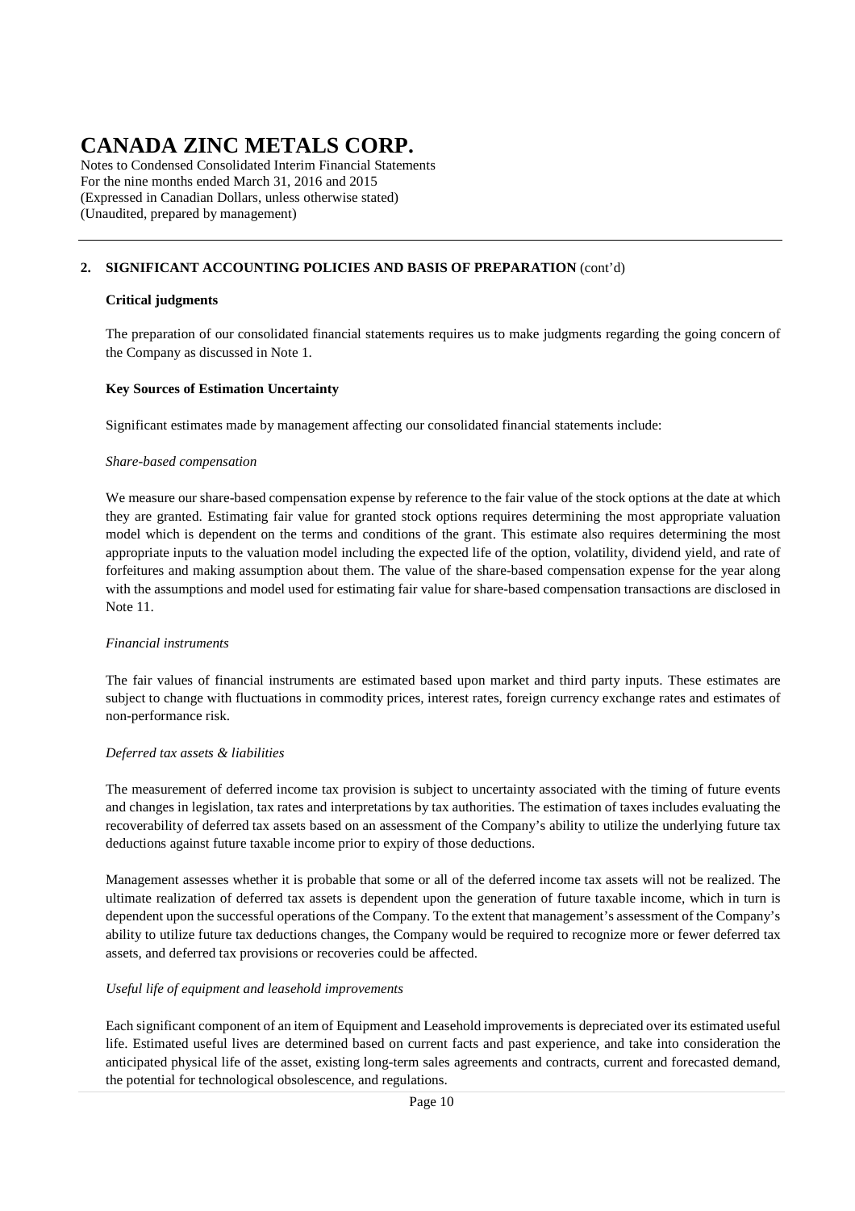## 2. SIGNIFICANT ACCOUNTING POLICIES AND BASIS OF PREPARATION (cont'd)

**Critical judgments**

The preparation of our consolidated financial statements requires us to make judgments regarding the going concern of the Company as discussed in Note 1.

**Key Sources of Estimation Uncertainty**

Significant estimates made by management affecting our consolidated financial statements include:

*Share-based compensation*

We measure our share-based compensation expense by reference to the fair value of the stock options at the date at which they are granted. Estimating fair value for granted stock options requires determining the most appropriate valuation model which is dependent on the terms and conditions of the grant. This estimate also requires determining the most appropriate inputs to the valuation model including the expected life of the option, volatility, dividend yield, and rate of forfeitures and making assumption about them. The value of the share-based compensation expense for the year along with the assumptions and model used for estimating fair value for share-based compensation transactions are disclosed in Note 11.

*Financial instruments*

The fair values of financial instruments are estimated based upon market and third party inputs. These estimates are subject to change with fluctuations in commodity prices, interest rates, foreign currency exchange rates and estimates of non-performance risk.

*Deferred tax assets & liabilities*

The measurement of deferred income tax provision is subject to uncertainty associated with the timing of future events and changes in legislation, tax rates and interpretations by tax authorities. The estimation of taxes includes evaluating the recoverability of deferred tax assets based on an assessment of the Company's ability to utilize the underlying future tax deductions against future taxable income prior to expiry of those deductions.

Management assesses whether it is probable that some or all of the deferred income tax assets will not be realized. The ultimate realization of deferred tax assets is dependent upon the generation of future taxable income, which in turn is dependent upon the successful operations of the Company. To the extent that management's assessment of the Company's ability to utilize future tax deductions changes, the Company would be required to recognize more or fewer deferred tax assets, and deferred tax provisions or recoveries could be affected.

*Useful life of equipment and leasehold improvements*

Each significant component of an item of Equipment and Leasehold improvements is depreciated over its estimated useful life. Estimated useful lives are determined based on current facts and past experience, and take into consideration the anticipated physical life of the asset, existing long-term sales agreements and contracts, current and forecasted demand, the potential for technological obsolescence, and regulations.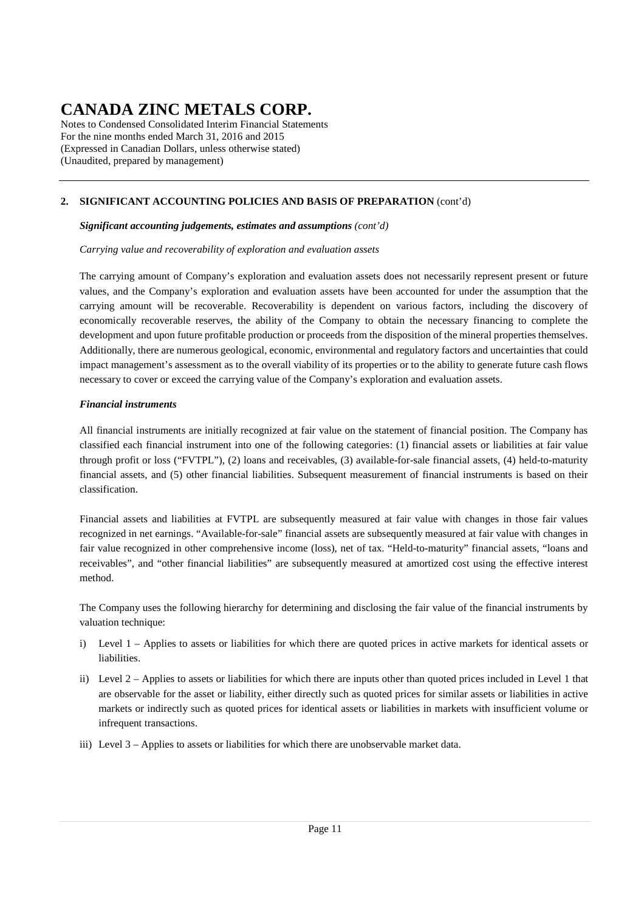## 2. SIGNIFICANT ACCOUNTING POLICIES AND BASIS OF PREPARATION (cont'd)

***Significant accounting judgements, estimates and assumptions*** *(cont'd)*

*Carrying value and recoverability of exploration and evaluation assets*

The carrying amount of Company's exploration and evaluation assets does not necessarily represent present or future values, and the Company's exploration and evaluation assets have been accounted for under the assumption that the carrying amount will be recoverable. Recoverability is dependent on various factors, including the discovery of economically recoverable reserves, the ability of the Company to obtain the necessary financing to complete the development and upon future profitable production or proceeds from the disposition of the mineral properties themselves. Additionally, there are numerous geological, economic, environmental and regulatory factors and uncertainties that could impact management's assessment as to the overall viability of its properties or to the ability to generate future cash flows necessary to cover or exceed the carrying value of the Company's exploration and evaluation assets.

***Financial instruments***

All financial instruments are initially recognized at fair value on the statement of financial position. The Company has classified each financial instrument into one of the following categories: (1) financial assets or liabilities at fair value through profit or loss ("FVTPL"), (2) loans and receivables, (3) available-for-sale financial assets, (4) held-to-maturity financial assets, and (5) other financial liabilities. Subsequent measurement of financial instruments is based on their classification.

Financial assets and liabilities at FVTPL are subsequently measured at fair value with changes in those fair values recognized in net earnings. "Available-for-sale" financial assets are subsequently measured at fair value with changes in fair value recognized in other comprehensive income (loss), net of tax. "Held-to-maturity" financial assets, "loans and receivables", and "other financial liabilities" are subsequently measured at amortized cost using the effective interest method.

The Company uses the following hierarchy for determining and disclosing the fair value of the financial instruments by valuation technique:

i) Level 1 – Applies to assets or liabilities for which there are quoted prices in active markets for identical assets or liabilities.

ii) Level 2 – Applies to assets or liabilities for which there are inputs other than quoted prices included in Level 1 that are observable for the asset or liability, either directly such as quoted prices for similar assets or liabilities in active markets or indirectly such as quoted prices for identical assets or liabilities in markets with insufficient volume or infrequent transactions.

iii) Level 3 – Applies to assets or liabilities for which there are unobservable market data.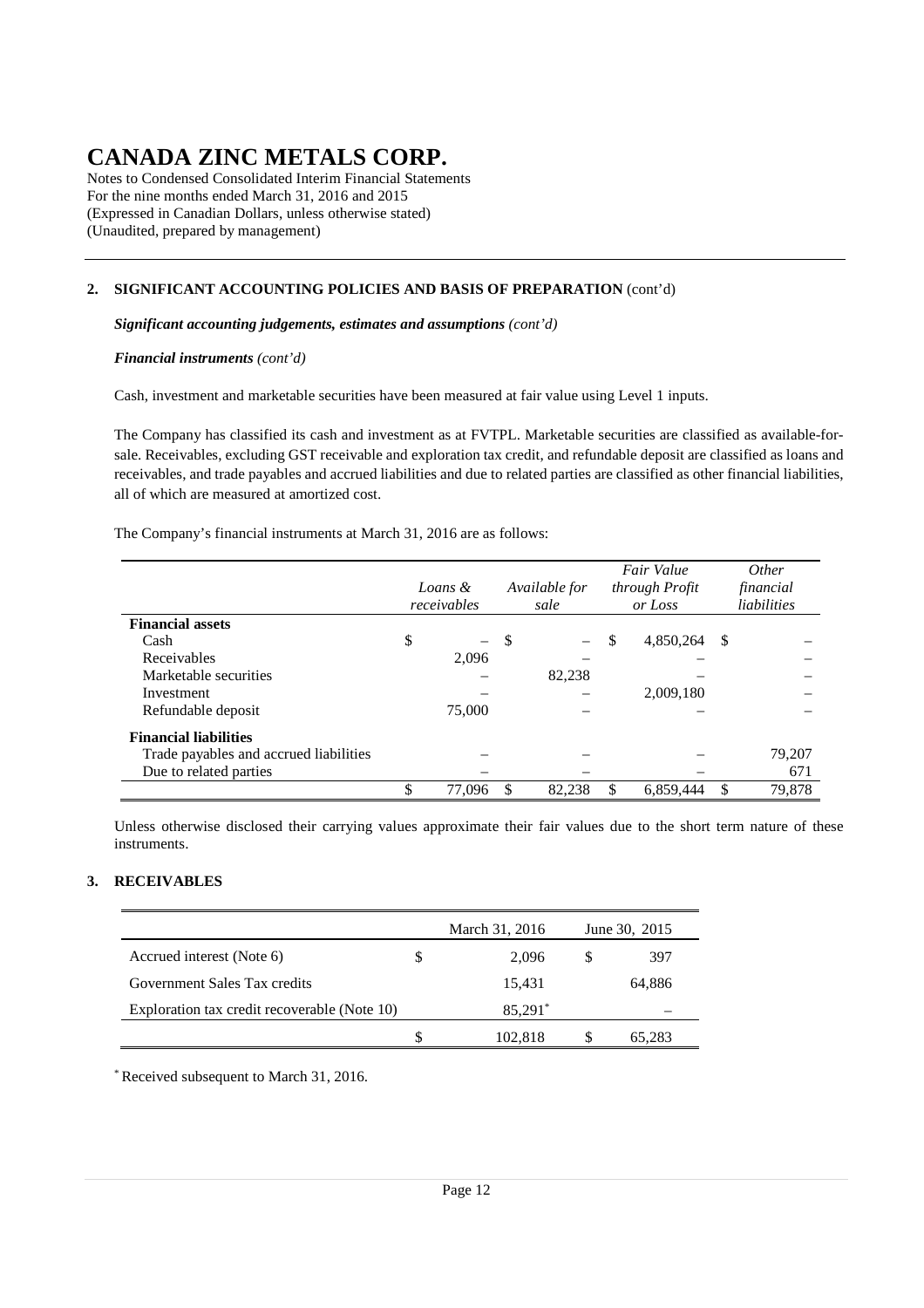# CANADA ZINC METALS CORP.

Notes to Condensed Consolidated Interim Financial Statements
For the nine months ended March 31, 2016 and 2015
(Expressed in Canadian Dollars, unless otherwise stated)
(Unaudited, prepared by management)

## 2. SIGNIFICANT ACCOUNTING POLICIES AND BASIS OF PREPARATION (cont'd)

***Significant accounting judgements, estimates and assumptions*** *(cont'd)*

***Financial instruments*** *(cont'd)*

Cash, investment and marketable securities have been measured at fair value using Level 1 inputs.

The Company has classified its cash and investment as at FVTPL. Marketable securities are classified as available-for-sale. Receivables, excluding GST receivable and exploration tax credit, and refundable deposit are classified as loans and receivables, and trade payables and accrued liabilities and due to related parties are classified as other financial liabilities, all of which are measured at amortized cost.

The Company's financial instruments at March 31, 2016 are as follows:

| | *Loans & receivables* | *Available for sale* | *Fair Value through Profit or Loss* | *Other financial liabilities* |
|---|---|---|---|---|
| **Financial assets** | | | | |
| Cash | $ – | $ – | $ 4,850,264 | $ – |
| Receivables | 2,096 | – | – | – |
| Marketable securities | – | 82,238 | – | – |
| Investment | – | – | 2,009,180 | – |
| Refundable deposit | 75,000 | – | – | – |
| **Financial liabilities** | | | | |
| Trade payables and accrued liabilities | – | – | – | 79,207 |
| Due to related parties | – | – | – | 671 |
| | $ 77,096 | $ 82,238 | $ 6,859,444 | $ 79,878 |

Unless otherwise disclosed their carrying values approximate their fair values due to the short term nature of these instruments.

## 3. RECEIVABLES

| | March 31, 2016 | June 30, 2015 |
|---|---|---|
| Accrued interest (Note 6) | $ 2,096 | $ 397 |
| Government Sales Tax credits | 15,431 | 64,886 |
| Exploration tax credit recoverable (Note 10) | 85,291* | – |
| | $ 102,818 | $ 65,283 |

\* Received subsequent to March 31, 2016.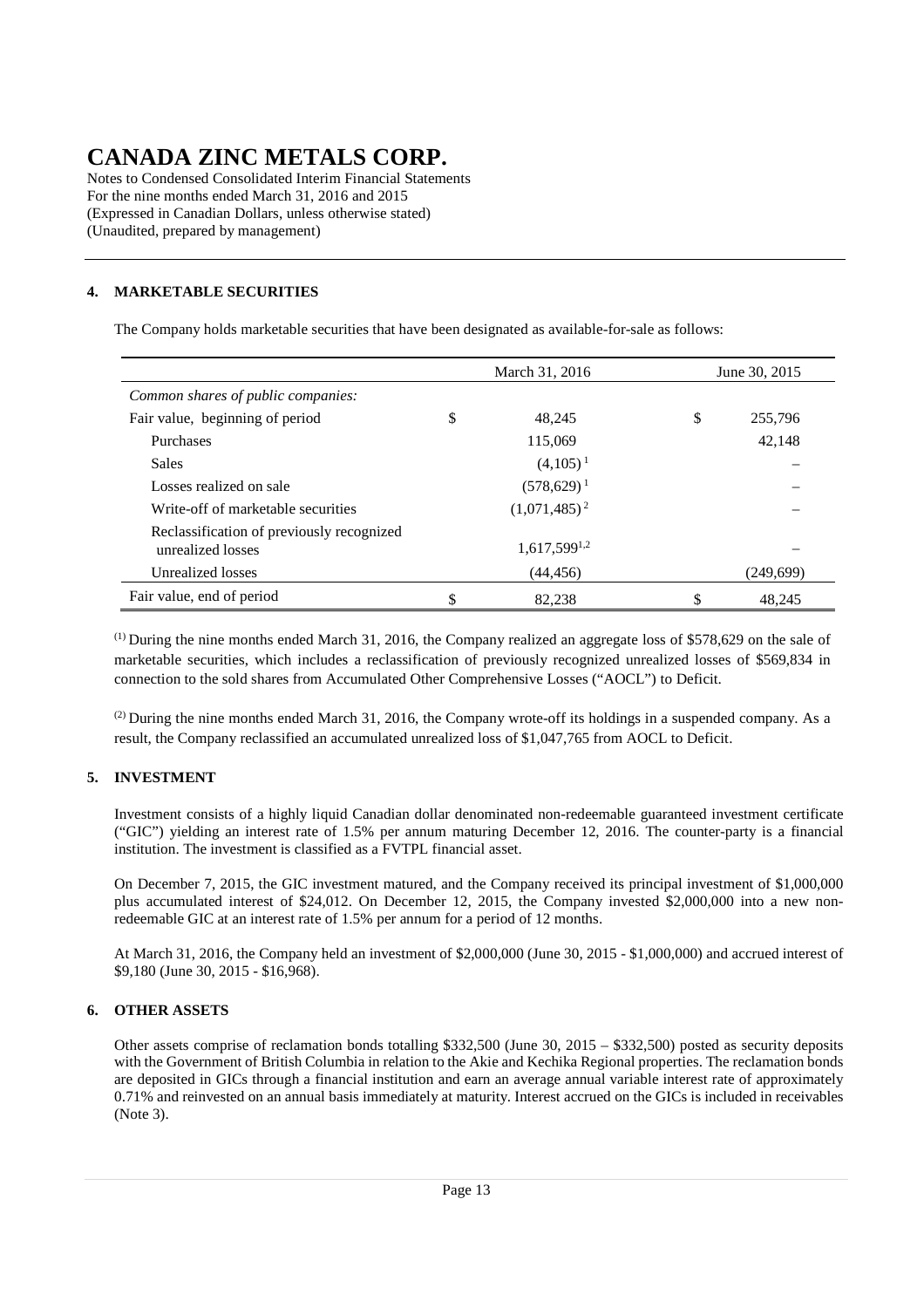# CANADA ZINC METALS CORP.

Notes to Condensed Consolidated Interim Financial Statements
For the nine months ended March 31, 2016 and 2015
(Expressed in Canadian Dollars, unless otherwise stated)
(Unaudited, prepared by management)

## 4. MARKETABLE SECURITIES

The Company holds marketable securities that have been designated as available-for-sale as follows:

| | | March 31, 2016 | | June 30, 2015 |
|---|---|---|---|---|
| *Common shares of public companies:* | | | | |
| Fair value, beginning of period | $ | 48,245 | $ | 255,796 |
| Purchases | | 115,069 | | 42,148 |
| Sales | | (4,105) [1] | | – |
| Losses realized on sale | | (578,629) [1] | | – |
| Write-off of marketable securities | | (1,071,485) [2] | | – |
| Reclassification of previously recognized unrealized losses | | 1,617,599 [1,2] | | – |
| Unrealized losses | | (44,456) | | (249,699) |
| Fair value, end of period | $ | 82,238 | $ | 48,245 |

(1) During the nine months ended March 31, 2016, the Company realized an aggregate loss of $578,629 on the sale of marketable securities, which includes a reclassification of previously recognized unrealized losses of $569,834 in connection to the sold shares from Accumulated Other Comprehensive Losses ("AOCL") to Deficit.

(2) During the nine months ended March 31, 2016, the Company wrote-off its holdings in a suspended company. As a result, the Company reclassified an accumulated unrealized loss of $1,047,765 from AOCL to Deficit.

## 5. INVESTMENT

Investment consists of a highly liquid Canadian dollar denominated non-redeemable guaranteed investment certificate ("GIC") yielding an interest rate of 1.5% per annum maturing December 12, 2016. The counter-party is a financial institution. The investment is classified as a FVTPL financial asset.

On December 7, 2015, the GIC investment matured, and the Company received its principal investment of $1,000,000 plus accumulated interest of $24,012. On December 12, 2015, the Company invested $2,000,000 into a new non-redeemable GIC at an interest rate of 1.5% per annum for a period of 12 months.

At March 31, 2016, the Company held an investment of $2,000,000 (June 30, 2015 - $1,000,000) and accrued interest of $9,180 (June 30, 2015 - $16,968).

## 6. OTHER ASSETS

Other assets comprise of reclamation bonds totalling $332,500 (June 30, 2015 – $332,500) posted as security deposits with the Government of British Columbia in relation to the Akie and Kechika Regional properties. The reclamation bonds are deposited in GICs through a financial institution and earn an average annual variable interest rate of approximately 0.71% and reinvested on an annual basis immediately at maturity. Interest accrued on the GICs is included in receivables (Note 3).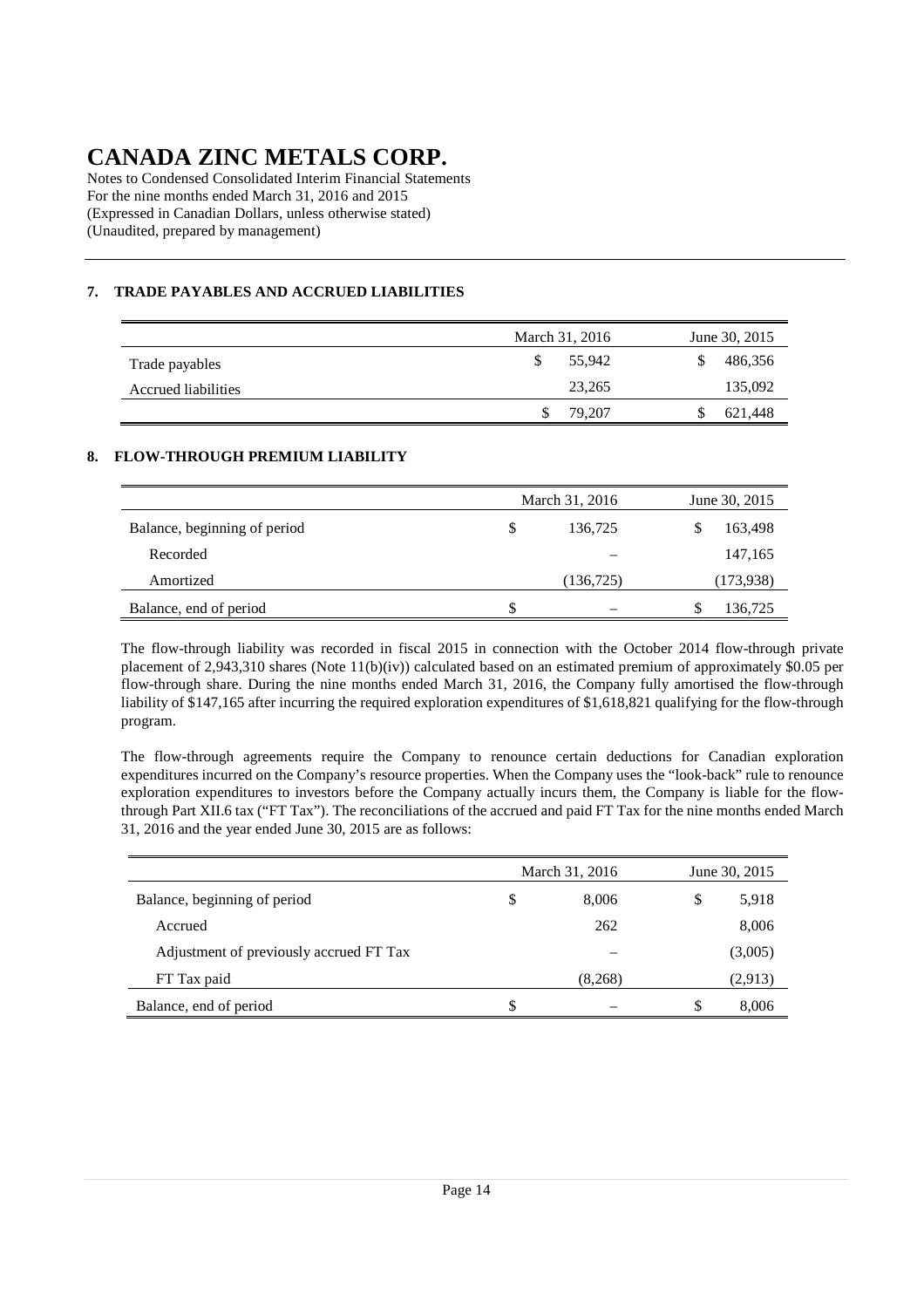# CANADA ZINC METALS CORP.

Notes to Condensed Consolidated Interim Financial Statements
For the nine months ended March 31, 2016 and 2015
(Expressed in Canadian Dollars, unless otherwise stated)
(Unaudited, prepared by management)

## 7. TRADE PAYABLES AND ACCRUED LIABILITIES

| | March 31, 2016 | June 30, 2015 |
|---|---|---|
| Trade payables | $ 55,942 | $ 486,356 |
| Accrued liabilities | 23,265 | 135,092 |
| | $ 79,207 | $ 621,448 |

## 8. FLOW-THROUGH PREMIUM LIABILITY

| | March 31, 2016 | June 30, 2015 |
|---|---|---|
| Balance, beginning of period | $ 136,725 | $ 163,498 |
| Recorded | – | 147,165 |
| Amortized | (136,725) | (173,938) |
| Balance, end of period | $ – | $ 136,725 |

The flow-through liability was recorded in fiscal 2015 in connection with the October 2014 flow-through private placement of 2,943,310 shares (Note 11(b)(iv)) calculated based on an estimated premium of approximately $0.05 per flow-through share. During the nine months ended March 31, 2016, the Company fully amortised the flow-through liability of $147,165 after incurring the required exploration expenditures of $1,618,821 qualifying for the flow-through program.

The flow-through agreements require the Company to renounce certain deductions for Canadian exploration expenditures incurred on the Company's resource properties. When the Company uses the "look-back" rule to renounce exploration expenditures to investors before the Company actually incurs them, the Company is liable for the flow-through Part XII.6 tax ("FT Tax"). The reconciliations of the accrued and paid FT Tax for the nine months ended March 31, 2016 and the year ended June 30, 2015 are as follows:

| | March 31, 2016 | June 30, 2015 |
|---|---|---|
| Balance, beginning of period | $ 8,006 | $ 5,918 |
| Accrued | 262 | 8,006 |
| Adjustment of previously accrued FT Tax | – | (3,005) |
| FT Tax paid | (8,268) | (2,913) |
| Balance, end of period | $ – | $ 8,006 |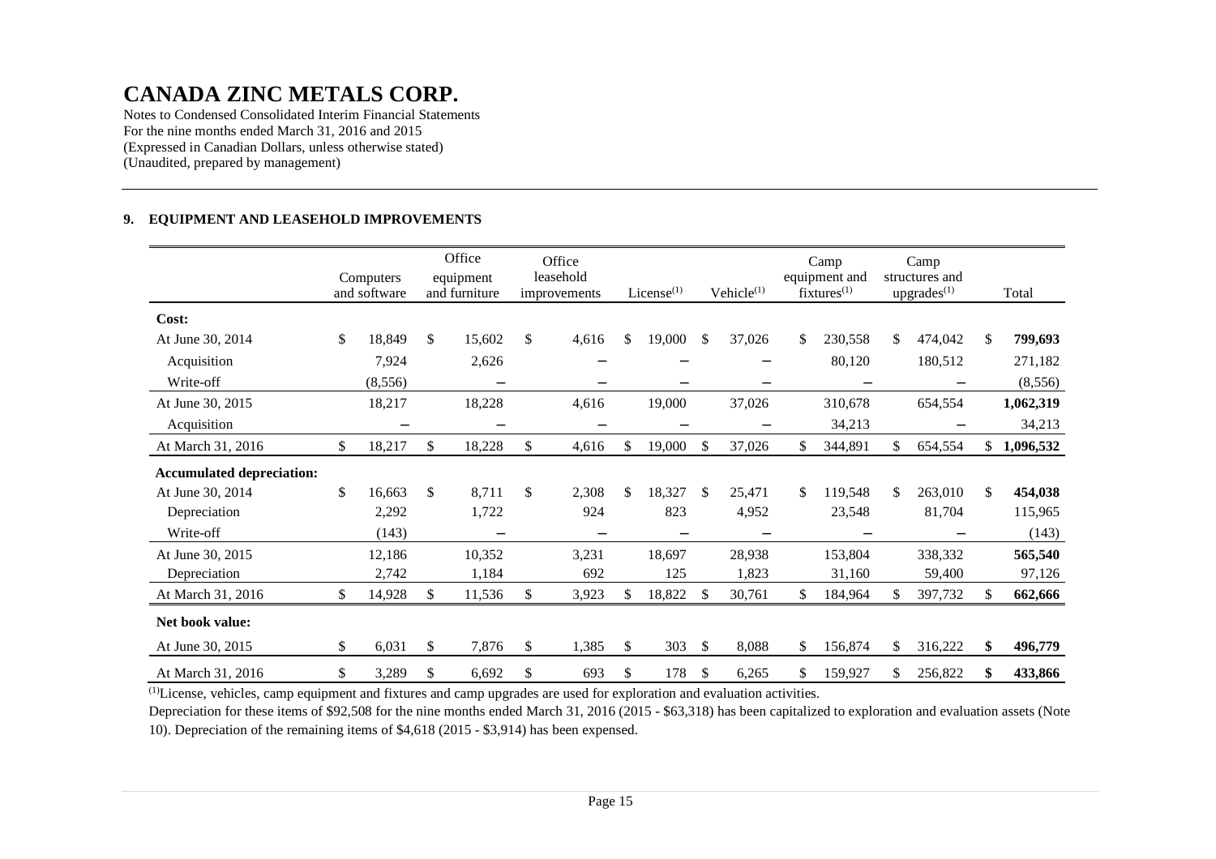# CANADA ZINC METALS CORP.

Notes to Condensed Consolidated Interim Financial Statements
For the nine months ended March 31, 2016 and 2015
(Expressed in Canadian Dollars, unless otherwise stated)
(Unaudited, prepared by management)

## 9. EQUIPMENT AND LEASEHOLD IMPROVEMENTS

| | Computers and software | Office equipment and furniture | Office leasehold improvements | License[(1)] | Vehicle[(1)] | Camp equipment and fixtures[(1)] | Camp structures and upgrades[(1)] | Total |
|---|---|---|---|---|---|---|---|---|
| **Cost:** | | | | | | | | |
| At June 30, 2014 | $ 18,849 | $ 15,602 | $ 4,616 | $ 19,000 | $ 37,026 | $ 230,558 | $ 474,042 | $ **799,693** |
| Acquisition | 7,924 | 2,626 | – | – | – | 80,120 | 180,512 | 271,182 |
| Write-off | (8,556) | – | – | – | – | – | – | (8,556) |
| At June 30, 2015 | 18,217 | 18,228 | 4,616 | 19,000 | 37,026 | 310,678 | 654,554 | **1,062,319** |
| Acquisition | – | – | – | – | – | 34,213 | – | 34,213 |
| At March 31, 2016 | $ 18,217 | $ 18,228 | $ 4,616 | $ 19,000 | $ 37,026 | $ 344,891 | $ 654,554 | $ **1,096,532** |
| **Accumulated depreciation:** | | | | | | | | |
| At June 30, 2014 | $ 16,663 | $ 8,711 | $ 2,308 | $ 18,327 | $ 25,471 | $ 119,548 | $ 263,010 | $ **454,038** |
| Depreciation | 2,292 | 1,722 | 924 | 823 | 4,952 | 23,548 | 81,704 | 115,965 |
| Write-off | (143) | – | – | – | – | – | – | (143) |
| At June 30, 2015 | 12,186 | 10,352 | 3,231 | 18,697 | 28,938 | 153,804 | 338,332 | **565,540** |
| Depreciation | 2,742 | 1,184 | 692 | 125 | 1,823 | 31,160 | 59,400 | 97,126 |
| At March 31, 2016 | $ 14,928 | $ 11,536 | $ 3,923 | $ 18,822 | $ 30,761 | $ 184,964 | $ 397,732 | $ **662,666** |
| **Net book value:** | | | | | | | | |
| At June 30, 2015 | $ 6,031 | $ 7,876 | $ 1,385 | $ 303 | $ 8,088 | $ 156,874 | $ 316,222 | **$ 496,779** |
| At March 31, 2016 | $ 3,289 | $ 6,692 | $ 693 | $ 178 | $ 6,265 | $ 159,927 | $ 256,822 | **$ 433,866** |

[(1)]License, vehicles, camp equipment and fixtures and camp upgrades are used for exploration and evaluation activities.

Depreciation for these items of $92,508 for the nine months ended March 31, 2016 (2015 - $63,318) has been capitalized to exploration and evaluation assets (Note 10). Depreciation of the remaining items of $4,618 (2015 - $3,914) has been expensed.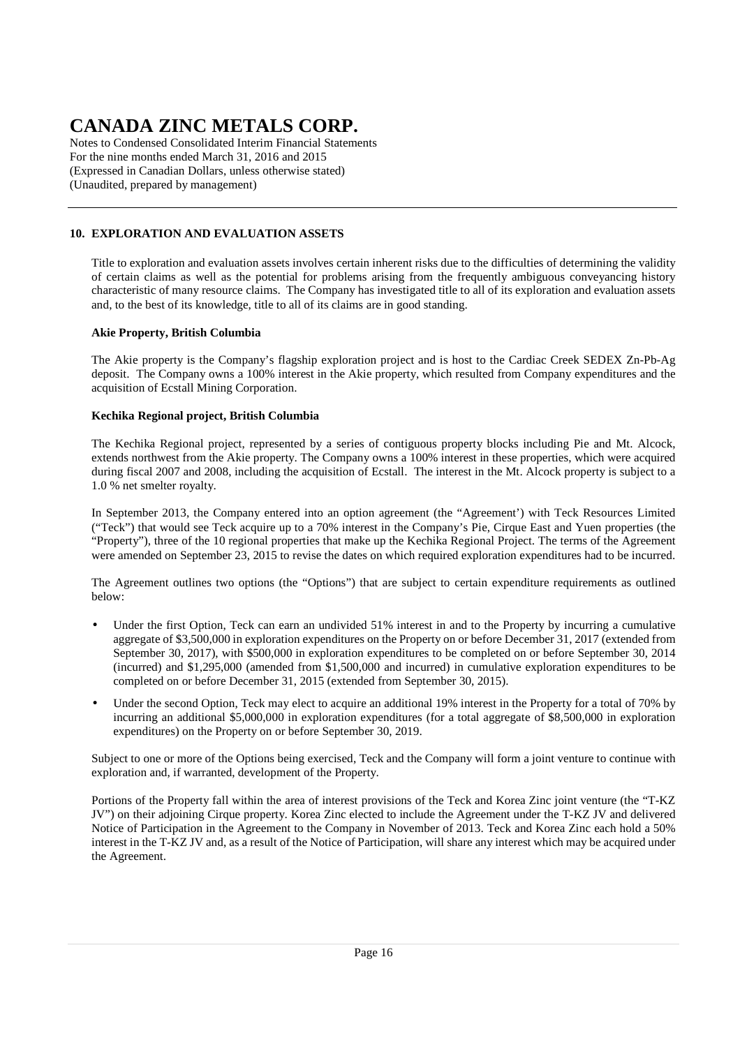# CANADA ZINC METALS CORP.

Notes to Condensed Consolidated Interim Financial Statements
For the nine months ended March 31, 2016 and 2015
(Expressed in Canadian Dollars, unless otherwise stated)
(Unaudited, prepared by management)

## 10. EXPLORATION AND EVALUATION ASSETS

Title to exploration and evaluation assets involves certain inherent risks due to the difficulties of determining the validity of certain claims as well as the potential for problems arising from the frequently ambiguous conveyancing history characteristic of many resource claims. The Company has investigated title to all of its exploration and evaluation assets and, to the best of its knowledge, title to all of its claims are in good standing.

### Akie Property, British Columbia

The Akie property is the Company's flagship exploration project and is host to the Cardiac Creek SEDEX Zn-Pb-Ag deposit. The Company owns a 100% interest in the Akie property, which resulted from Company expenditures and the acquisition of Ecstall Mining Corporation.

### Kechika Regional project, British Columbia

The Kechika Regional project, represented by a series of contiguous property blocks including Pie and Mt. Alcock, extends northwest from the Akie property. The Company owns a 100% interest in these properties, which were acquired during fiscal 2007 and 2008, including the acquisition of Ecstall. The interest in the Mt. Alcock property is subject to a 1.0 % net smelter royalty.

In September 2013, the Company entered into an option agreement (the "Agreement') with Teck Resources Limited ("Teck") that would see Teck acquire up to a 70% interest in the Company's Pie, Cirque East and Yuen properties (the "Property"), three of the 10 regional properties that make up the Kechika Regional Project. The terms of the Agreement were amended on September 23, 2015 to revise the dates on which required exploration expenditures had to be incurred.

The Agreement outlines two options (the "Options") that are subject to certain expenditure requirements as outlined below:

- Under the first Option, Teck can earn an undivided 51% interest in and to the Property by incurring a cumulative aggregate of $3,500,000 in exploration expenditures on the Property on or before December 31, 2017 (extended from September 30, 2017), with $500,000 in exploration expenditures to be completed on or before September 30, 2014 (incurred) and $1,295,000 (amended from $1,500,000 and incurred) in cumulative exploration expenditures to be completed on or before December 31, 2015 (extended from September 30, 2015).
- Under the second Option, Teck may elect to acquire an additional 19% interest in the Property for a total of 70% by incurring an additional $5,000,000 in exploration expenditures (for a total aggregate of $8,500,000 in exploration expenditures) on the Property on or before September 30, 2019.

Subject to one or more of the Options being exercised, Teck and the Company will form a joint venture to continue with exploration and, if warranted, development of the Property.

Portions of the Property fall within the area of interest provisions of the Teck and Korea Zinc joint venture (the "T-KZ JV") on their adjoining Cirque property. Korea Zinc elected to include the Agreement under the T-KZ JV and delivered Notice of Participation in the Agreement to the Company in November of 2013. Teck and Korea Zinc each hold a 50% interest in the T-KZ JV and, as a result of the Notice of Participation, will share any interest which may be acquired under the Agreement.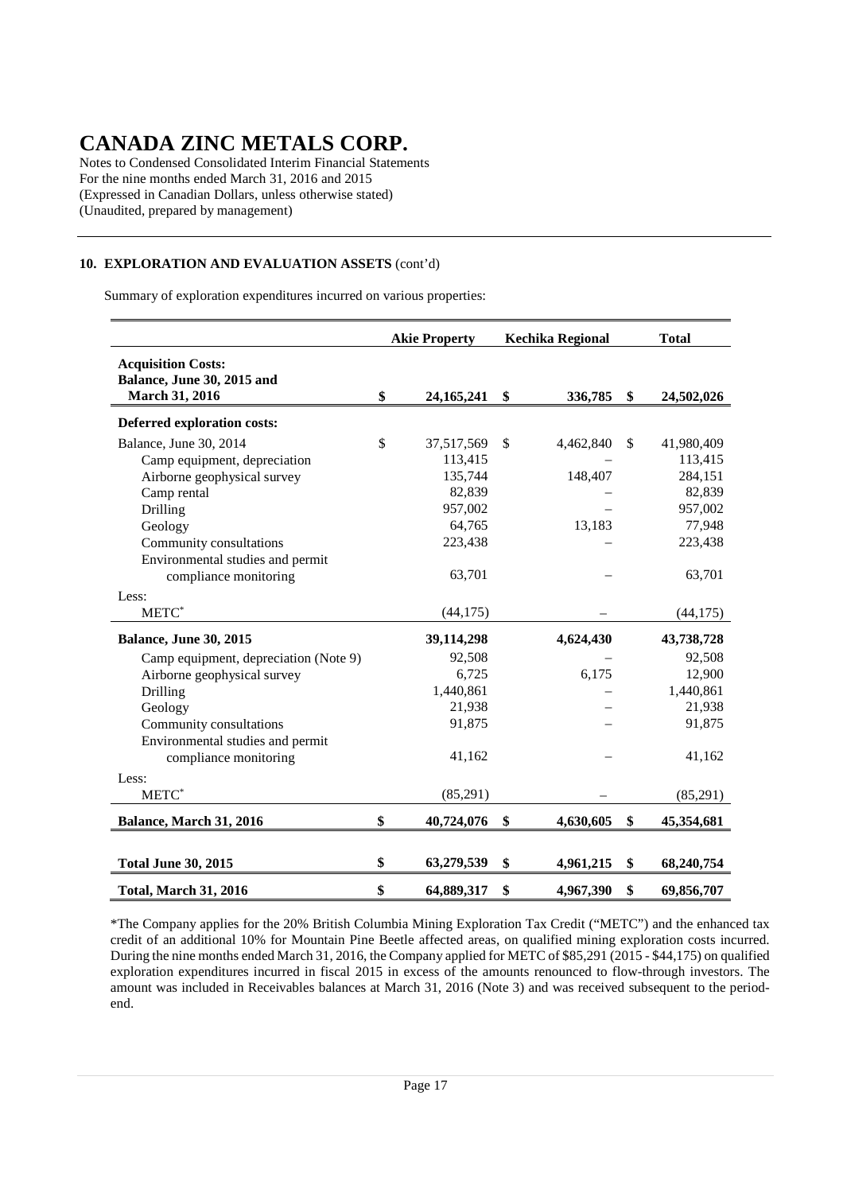# CANADA ZINC METALS CORP.

Notes to Condensed Consolidated Interim Financial Statements
For the nine months ended March 31, 2016 and 2015
(Expressed in Canadian Dollars, unless otherwise stated)
(Unaudited, prepared by management)

---

**10. EXPLORATION AND EVALUATION ASSETS** (cont'd)

Summary of exploration expenditures incurred on various properties:

| | Akie Property | Kechika Regional | Total |
|---|---|---|---|
| **Acquisition Costs:** | | | |
| **Balance, June 30, 2015 and March 31, 2016** | **$ 24,165,241** | **$ 336,785** | **$ 24,502,026** |
| **Deferred exploration costs:** | | | |
| Balance, June 30, 2014 | $ 37,517,569 | $ 4,462,840 | $ 41,980,409 |
| Camp equipment, depreciation | 113,415 | – | 113,415 |
| Airborne geophysical survey | 135,744 | 148,407 | 284,151 |
| Camp rental | 82,839 | – | 82,839 |
| Drilling | 957,002 | – | 957,002 |
| Geology | 64,765 | 13,183 | 77,948 |
| Community consultations | 223,438 | – | 223,438 |
| Environmental studies and permit compliance monitoring | 63,701 | – | 63,701 |
| Less: | | | |
| METC* | (44,175) | – | (44,175) |
| **Balance, June 30, 2015** | **39,114,298** | **4,624,430** | **43,738,728** |
| Camp equipment, depreciation (Note 9) | 92,508 | – | 92,508 |
| Airborne geophysical survey | 6,725 | 6,175 | 12,900 |
| Drilling | 1,440,861 | – | 1,440,861 |
| Geology | 21,938 | – | 21,938 |
| Community consultations | 91,875 | – | 91,875 |
| Environmental studies and permit compliance monitoring | 41,162 | – | 41,162 |
| Less: | | | |
| METC* | (85,291) | – | (85,291) |
| **Balance, March 31, 2016** | **$ 40,724,076** | **$ 4,630,605** | **$ 45,354,681** |
| **Total June 30, 2015** | **$ 63,279,539** | **$ 4,961,215** | **$ 68,240,754** |
| **Total, March 31, 2016** | **$ 64,889,317** | **$ 4,967,390** | **$ 69,856,707** |

*The Company applies for the 20% British Columbia Mining Exploration Tax Credit ("METC") and the enhanced tax credit of an additional 10% for Mountain Pine Beetle affected areas, on qualified mining exploration costs incurred. During the nine months ended March 31, 2016, the Company applied for METC of $85,291 (2015 - $44,175) on qualified exploration expenditures incurred in fiscal 2015 in excess of the amounts renounced to flow-through investors. The amount was included in Receivables balances at March 31, 2016 (Note 3) and was received subsequent to the period-end.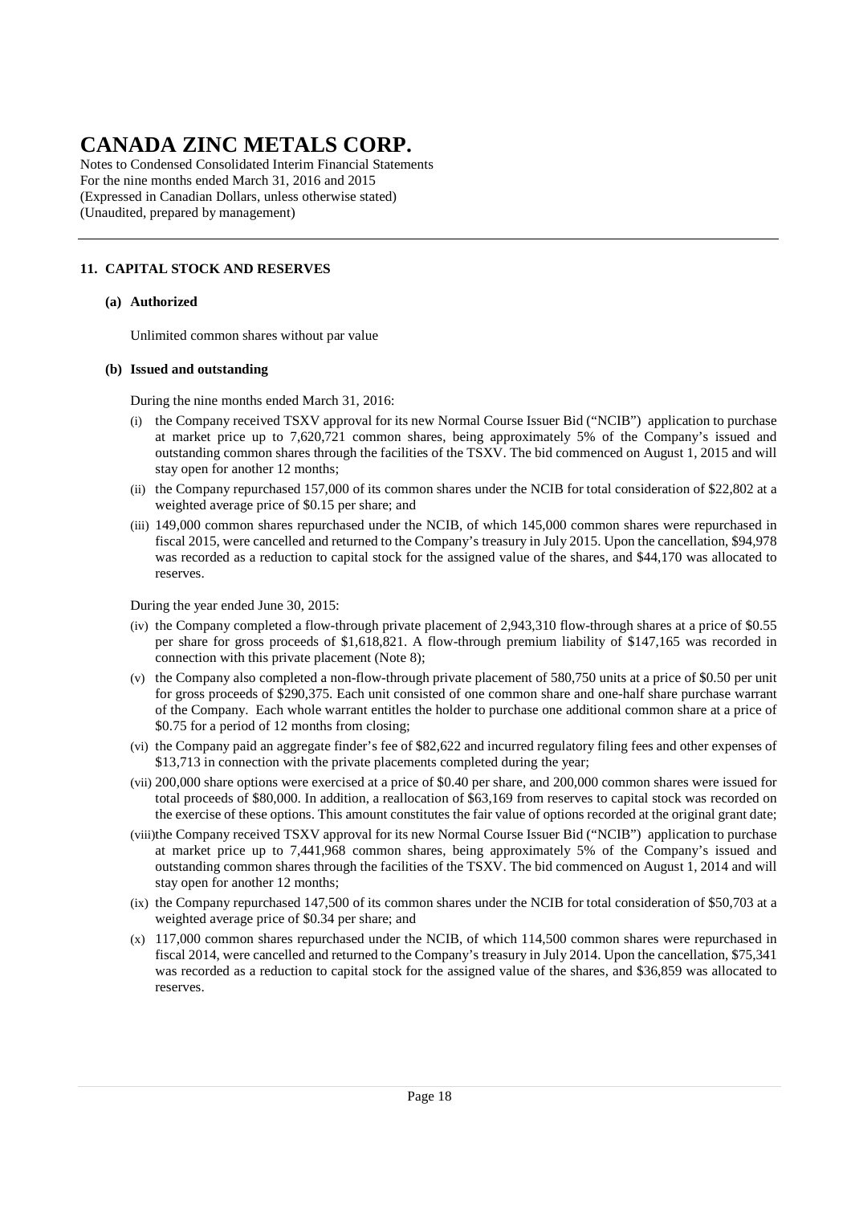# CANADA ZINC METALS CORP.

Notes to Condensed Consolidated Interim Financial Statements
For the nine months ended March 31, 2016 and 2015
(Expressed in Canadian Dollars, unless otherwise stated)
(Unaudited, prepared by management)

## 11. CAPITAL STOCK AND RESERVES

### (a) Authorized

Unlimited common shares without par value

### (b) Issued and outstanding

During the nine months ended March 31, 2016:

- (i) the Company received TSXV approval for its new Normal Course Issuer Bid ("NCIB") application to purchase at market price up to 7,620,721 common shares, being approximately 5% of the Company's issued and outstanding common shares through the facilities of the TSXV. The bid commenced on August 1, 2015 and will stay open for another 12 months;
- (ii) the Company repurchased 157,000 of its common shares under the NCIB for total consideration of $22,802 at a weighted average price of $0.15 per share; and
- (iii) 149,000 common shares repurchased under the NCIB, of which 145,000 common shares were repurchased in fiscal 2015, were cancelled and returned to the Company's treasury in July 2015. Upon the cancellation, $94,978 was recorded as a reduction to capital stock for the assigned value of the shares, and $44,170 was allocated to reserves.

During the year ended June 30, 2015:

- (iv) the Company completed a flow-through private placement of 2,943,310 flow-through shares at a price of $0.55 per share for gross proceeds of $1,618,821. A flow-through premium liability of $147,165 was recorded in connection with this private placement (Note 8);
- (v) the Company also completed a non-flow-through private placement of 580,750 units at a price of $0.50 per unit for gross proceeds of $290,375. Each unit consisted of one common share and one-half share purchase warrant of the Company. Each whole warrant entitles the holder to purchase one additional common share at a price of $0.75 for a period of 12 months from closing;
- (vi) the Company paid an aggregate finder's fee of $82,622 and incurred regulatory filing fees and other expenses of $13,713 in connection with the private placements completed during the year;
- (vii) 200,000 share options were exercised at a price of $0.40 per share, and 200,000 common shares were issued for total proceeds of $80,000. In addition, a reallocation of $63,169 from reserves to capital stock was recorded on the exercise of these options. This amount constitutes the fair value of options recorded at the original grant date;
- (viii) the Company received TSXV approval for its new Normal Course Issuer Bid ("NCIB") application to purchase at market price up to 7,441,968 common shares, being approximately 5% of the Company's issued and outstanding common shares through the facilities of the TSXV. The bid commenced on August 1, 2014 and will stay open for another 12 months;
- (ix) the Company repurchased 147,500 of its common shares under the NCIB for total consideration of $50,703 at a weighted average price of $0.34 per share; and
- (x) 117,000 common shares repurchased under the NCIB, of which 114,500 common shares were repurchased in fiscal 2014, were cancelled and returned to the Company's treasury in July 2014. Upon the cancellation, $75,341 was recorded as a reduction to capital stock for the assigned value of the shares, and $36,859 was allocated to reserves.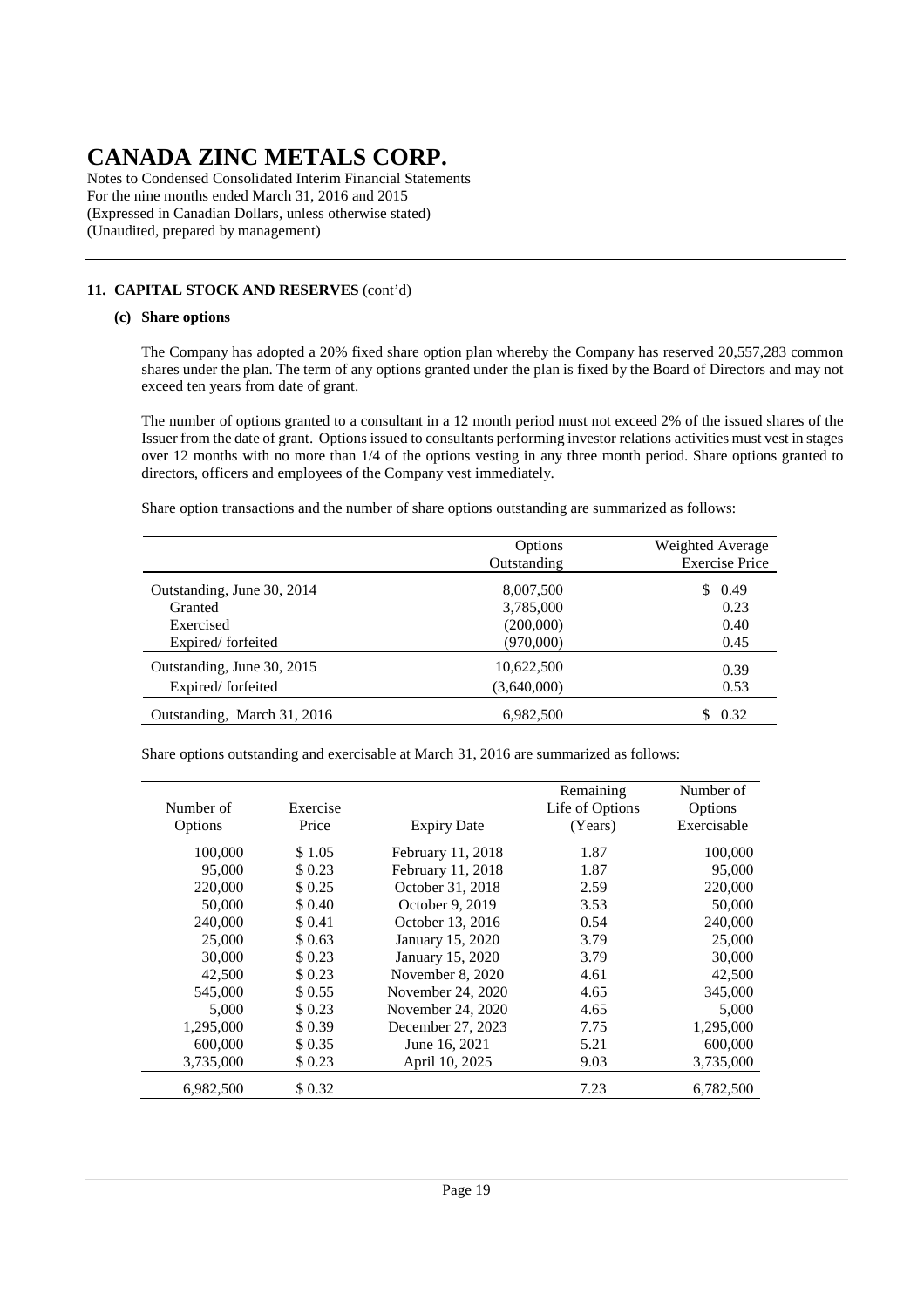# CANADA ZINC METALS CORP.

Notes to Condensed Consolidated Interim Financial Statements
For the nine months ended March 31, 2016 and 2015
(Expressed in Canadian Dollars, unless otherwise stated)
(Unaudited, prepared by management)

## 11. CAPITAL STOCK AND RESERVES (cont'd)

### (c) Share options

The Company has adopted a 20% fixed share option plan whereby the Company has reserved 20,557,283 common shares under the plan. The term of any options granted under the plan is fixed by the Board of Directors and may not exceed ten years from date of grant.

The number of options granted to a consultant in a 12 month period must not exceed 2% of the issued shares of the Issuer from the date of grant. Options issued to consultants performing investor relations activities must vest in stages over 12 months with no more than 1/4 of the options vesting in any three month period. Share options granted to directors, officers and employees of the Company vest immediately.

Share option transactions and the number of share options outstanding are summarized as follows:

| | Options Outstanding | Weighted Average Exercise Price |
|---|---|---|
| Outstanding, June 30, 2014 | 8,007,500 | $ 0.49 |
| Granted | 3,785,000 | 0.23 |
| Exercised | (200,000) | 0.40 |
| Expired/ forfeited | (970,000) | 0.45 |
| Outstanding, June 30, 2015 | 10,622,500 | 0.39 |
| Expired/ forfeited | (3,640,000) | 0.53 |
| Outstanding, March 31, 2016 | 6,982,500 | $ 0.32 |

Share options outstanding and exercisable at March 31, 2016 are summarized as follows:

| Number of Options | Exercise Price | Expiry Date | Remaining Life of Options (Years) | Number of Options Exercisable |
|---|---|---|---|---|
| 100,000 | $ 1.05 | February 11, 2018 | 1.87 | 100,000 |
| 95,000 | $ 0.23 | February 11, 2018 | 1.87 | 95,000 |
| 220,000 | $ 0.25 | October 31, 2018 | 2.59 | 220,000 |
| 50,000 | $ 0.40 | October 9, 2019 | 3.53 | 50,000 |
| 240,000 | $ 0.41 | October 13, 2016 | 0.54 | 240,000 |
| 25,000 | $ 0.63 | January 15, 2020 | 3.79 | 25,000 |
| 30,000 | $ 0.23 | January 15, 2020 | 3.79 | 30,000 |
| 42,500 | $ 0.23 | November 8, 2020 | 4.61 | 42,500 |
| 545,000 | $ 0.55 | November 24, 2020 | 4.65 | 345,000 |
| 5,000 | $ 0.23 | November 24, 2020 | 4.65 | 5,000 |
| 1,295,000 | $ 0.39 | December 27, 2023 | 7.75 | 1,295,000 |
| 600,000 | $ 0.35 | June 16, 2021 | 5.21 | 600,000 |
| 3,735,000 | $ 0.23 | April 10, 2025 | 9.03 | 3,735,000 |
| 6,982,500 | $ 0.32 | | 7.23 | 6,782,500 |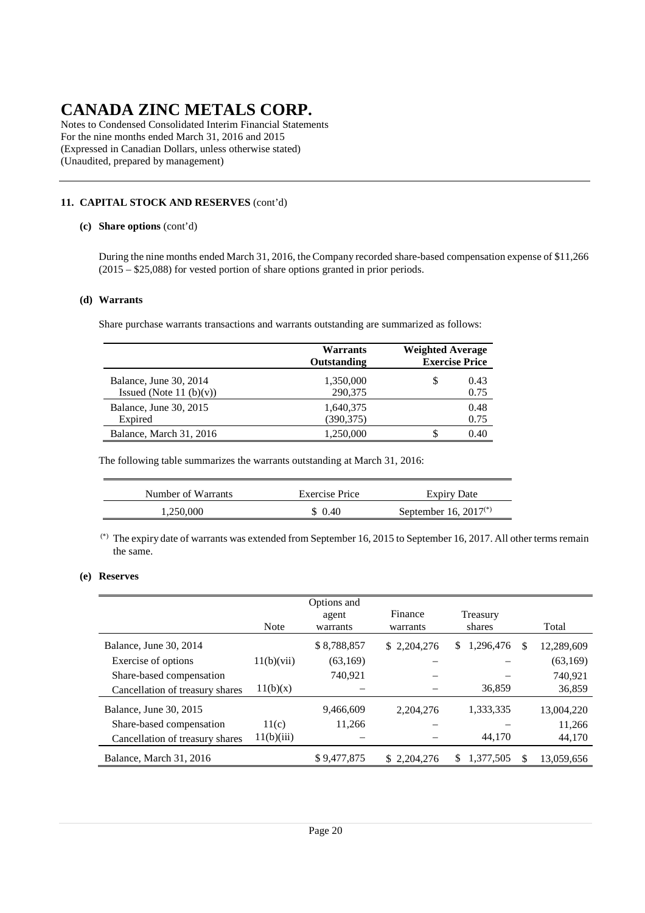# CANADA ZINC METALS CORP.

Notes to Condensed Consolidated Interim Financial Statements
For the nine months ended March 31, 2016 and 2015
(Expressed in Canadian Dollars, unless otherwise stated)
(Unaudited, prepared by management)

## 11. CAPITAL STOCK AND RESERVES (cont'd)

### (c) Share options (cont'd)

During the nine months ended March 31, 2016, the Company recorded share-based compensation expense of $11,266 (2015 – $25,088) for vested portion of share options granted in prior periods.

### (d) Warrants

Share purchase warrants transactions and warrants outstanding are summarized as follows:

| | Warrants Outstanding | Weighted Average Exercise Price |
|---|---|---|
| Balance, June 30, 2014 | 1,350,000 | $ 0.43 |
| Issued (Note 11 (b)(v)) | 290,375 | 0.75 |
| Balance, June 30, 2015 | 1,640,375 | 0.48 |
| Expired | (390,375) | 0.75 |
| Balance, March 31, 2016 | 1,250,000 | $ 0.40 |

The following table summarizes the warrants outstanding at March 31, 2016:

| Number of Warrants | Exercise Price | Expiry Date |
|---|---|---|
| 1,250,000 | $ 0.40 | September 16, 2017(*) |

(*) The expiry date of warrants was extended from September 16, 2015 to September 16, 2017. All other terms remain the same.

### (e) Reserves

| | Note | Options and agent warrants | Finance warrants | Treasury shares | Total |
|---|---|---|---|---|---|
| Balance, June 30, 2014 | | $ 8,788,857 | $ 2,204,276 | $ 1,296,476 | $ 12,289,609 |
| Exercise of options | 11(b)(vii) | (63,169) | – | – | (63,169) |
| Share-based compensation | | 740,921 | – | – | 740,921 |
| Cancellation of treasury shares | 11(b)(x) | – | – | 36,859 | 36,859 |
| Balance, June 30, 2015 | | 9,466,609 | 2,204,276 | 1,333,335 | 13,004,220 |
| Share-based compensation | 11(c) | 11,266 | – | – | 11,266 |
| Cancellation of treasury shares | 11(b)(iii) | – | – | 44,170 | 44,170 |
| Balance, March 31, 2016 | | $ 9,477,875 | $ 2,204,276 | $ 1,377,505 | $ 13,059,656 |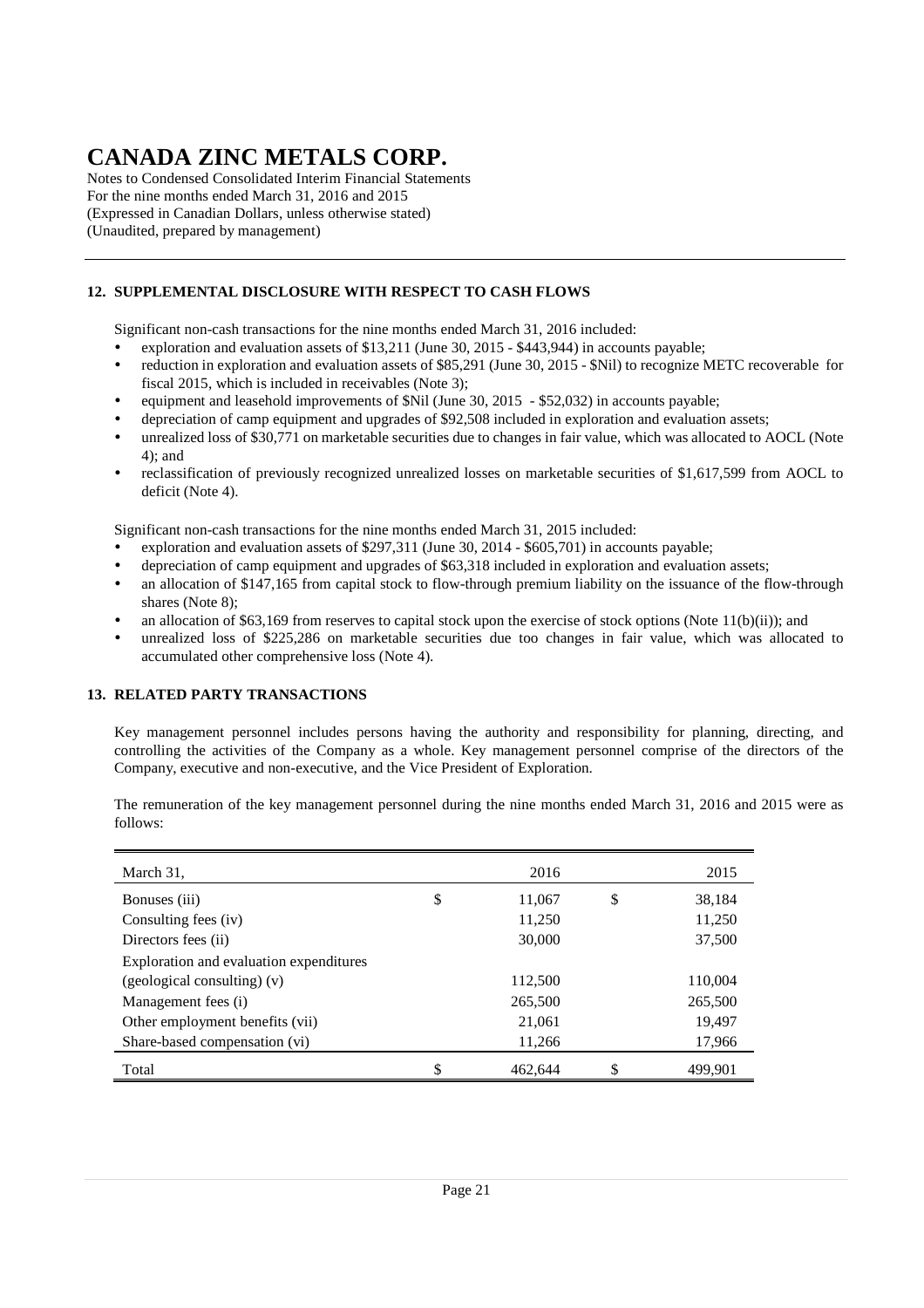# CANADA ZINC METALS CORP.

Notes to Condensed Consolidated Interim Financial Statements
For the nine months ended March 31, 2016 and 2015
(Expressed in Canadian Dollars, unless otherwise stated)
(Unaudited, prepared by management)

## 12. SUPPLEMENTAL DISCLOSURE WITH RESPECT TO CASH FLOWS

Significant non-cash transactions for the nine months ended March 31, 2016 included:

- exploration and evaluation assets of $13,211 (June 30, 2015 - $443,944) in accounts payable;
- reduction in exploration and evaluation assets of $85,291 (June 30, 2015 - $Nil) to recognize METC recoverable for fiscal 2015, which is included in receivables (Note 3);
- equipment and leasehold improvements of $Nil (June 30, 2015 - $52,032) in accounts payable;
- depreciation of camp equipment and upgrades of $92,508 included in exploration and evaluation assets;
- unrealized loss of $30,771 on marketable securities due to changes in fair value, which was allocated to AOCL (Note 4); and
- reclassification of previously recognized unrealized losses on marketable securities of $1,617,599 from AOCL to deficit (Note 4).

Significant non-cash transactions for the nine months ended March 31, 2015 included:

- exploration and evaluation assets of $297,311 (June 30, 2014 - $605,701) in accounts payable;
- depreciation of camp equipment and upgrades of $63,318 included in exploration and evaluation assets;
- an allocation of $147,165 from capital stock to flow-through premium liability on the issuance of the flow-through shares (Note 8);
- an allocation of $63,169 from reserves to capital stock upon the exercise of stock options (Note 11(b)(ii)); and
- unrealized loss of $225,286 on marketable securities due too changes in fair value, which was allocated to accumulated other comprehensive loss (Note 4).

## 13. RELATED PARTY TRANSACTIONS

Key management personnel includes persons having the authority and responsibility for planning, directing, and controlling the activities of the Company as a whole. Key management personnel comprise of the directors of the Company, executive and non-executive, and the Vice President of Exploration.

The remuneration of the key management personnel during the nine months ended March 31, 2016 and 2015 were as follows:

| March 31, | 2016 | 2015 |
|---|---|---|
| Bonuses (iii) | $ 11,067 | $ 38,184 |
| Consulting fees (iv) | 11,250 | 11,250 |
| Directors fees (ii) | 30,000 | 37,500 |
| Exploration and evaluation expenditures (geological consulting) (v) | 112,500 | 110,004 |
| Management fees (i) | 265,500 | 265,500 |
| Other employment benefits (vii) | 21,061 | 19,497 |
| Share-based compensation (vi) | 11,266 | 17,966 |
| Total | $ 462,644 | $ 499,901 |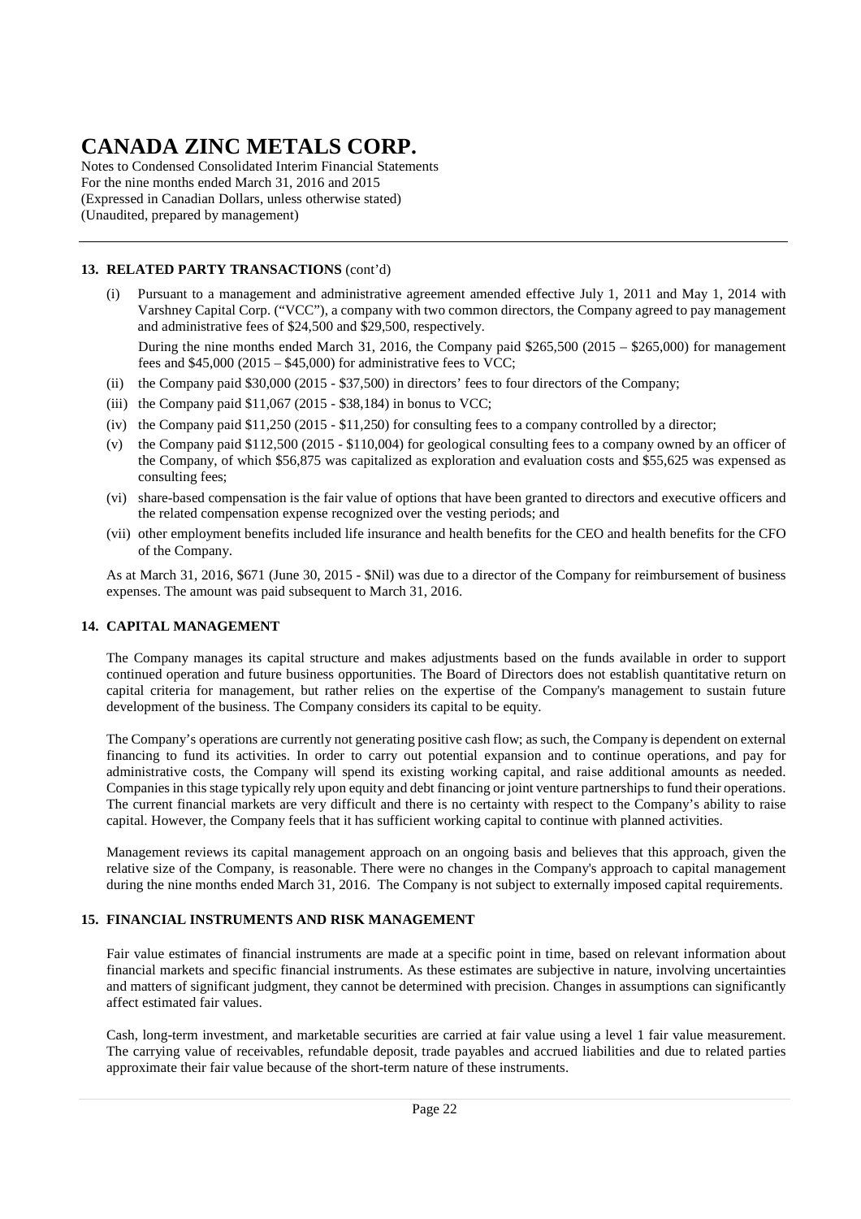# CANADA ZINC METALS CORP.

Notes to Condensed Consolidated Interim Financial Statements
For the nine months ended March 31, 2016 and 2015
(Expressed in Canadian Dollars, unless otherwise stated)
(Unaudited, prepared by management)

### 13. RELATED PARTY TRANSACTIONS (cont'd)

(i) Pursuant to a management and administrative agreement amended effective July 1, 2011 and May 1, 2014 with Varshney Capital Corp. ("VCC"), a company with two common directors, the Company agreed to pay management and administrative fees of $24,500 and $29,500, respectively.

During the nine months ended March 31, 2016, the Company paid $265,500 (2015 – $265,000) for management fees and $45,000 (2015 – $45,000) for administrative fees to VCC;

(ii) the Company paid $30,000 (2015 - $37,500) in directors' fees to four directors of the Company;

(iii) the Company paid $11,067 (2015 - $38,184) in bonus to VCC;

(iv) the Company paid $11,250 (2015 - $11,250) for consulting fees to a company controlled by a director;

(v) the Company paid $112,500 (2015 - $110,004) for geological consulting fees to a company owned by an officer of the Company, of which $56,875 was capitalized as exploration and evaluation costs and $55,625 was expensed as consulting fees;

(vi) share-based compensation is the fair value of options that have been granted to directors and executive officers and the related compensation expense recognized over the vesting periods; and

(vii) other employment benefits included life insurance and health benefits for the CEO and health benefits for the CFO of the Company.

As at March 31, 2016, $671 (June 30, 2015 - $Nil) was due to a director of the Company for reimbursement of business expenses. The amount was paid subsequent to March 31, 2016.

### 14. CAPITAL MANAGEMENT

The Company manages its capital structure and makes adjustments based on the funds available in order to support continued operation and future business opportunities. The Board of Directors does not establish quantitative return on capital criteria for management, but rather relies on the expertise of the Company's management to sustain future development of the business. The Company considers its capital to be equity.

The Company's operations are currently not generating positive cash flow; as such, the Company is dependent on external financing to fund its activities. In order to carry out potential expansion and to continue operations, and pay for administrative costs, the Company will spend its existing working capital, and raise additional amounts as needed. Companies in this stage typically rely upon equity and debt financing or joint venture partnerships to fund their operations. The current financial markets are very difficult and there is no certainty with respect to the Company's ability to raise capital. However, the Company feels that it has sufficient working capital to continue with planned activities.

Management reviews its capital management approach on an ongoing basis and believes that this approach, given the relative size of the Company, is reasonable. There were no changes in the Company's approach to capital management during the nine months ended March 31, 2016. The Company is not subject to externally imposed capital requirements.

### 15. FINANCIAL INSTRUMENTS AND RISK MANAGEMENT

Fair value estimates of financial instruments are made at a specific point in time, based on relevant information about financial markets and specific financial instruments. As these estimates are subjective in nature, involving uncertainties and matters of significant judgment, they cannot be determined with precision. Changes in assumptions can significantly affect estimated fair values.

Cash, long-term investment, and marketable securities are carried at fair value using a level 1 fair value measurement. The carrying value of receivables, refundable deposit, trade payables and accrued liabilities and due to related parties approximate their fair value because of the short-term nature of these instruments.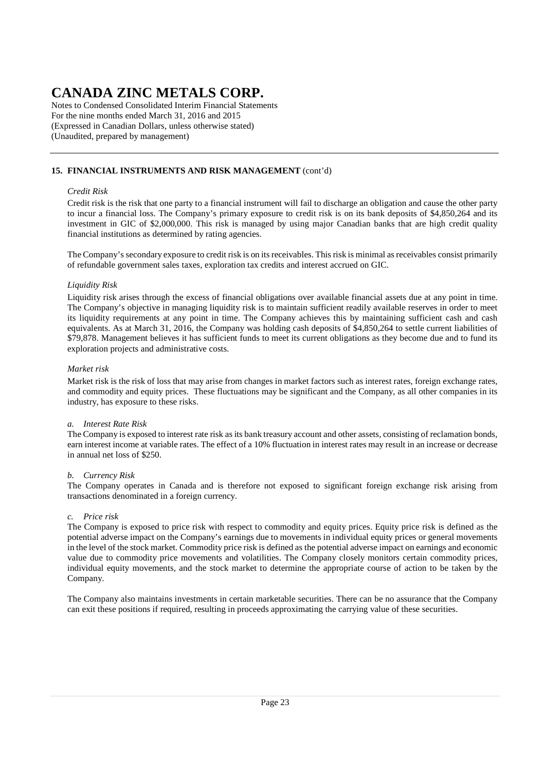# CANADA ZINC METALS CORP.

Notes to Condensed Consolidated Interim Financial Statements
For the nine months ended March 31, 2016 and 2015
(Expressed in Canadian Dollars, unless otherwise stated)
(Unaudited, prepared by management)

## 15. FINANCIAL INSTRUMENTS AND RISK MANAGEMENT (cont'd)

*Credit Risk*

Credit risk is the risk that one party to a financial instrument will fail to discharge an obligation and cause the other party to incur a financial loss. The Company's primary exposure to credit risk is on its bank deposits of $4,850,264 and its investment in GIC of $2,000,000. This risk is managed by using major Canadian banks that are high credit quality financial institutions as determined by rating agencies.

The Company's secondary exposure to credit risk is on its receivables. This risk is minimal as receivables consist primarily of refundable government sales taxes, exploration tax credits and interest accrued on GIC.

*Liquidity Risk*

Liquidity risk arises through the excess of financial obligations over available financial assets due at any point in time. The Company's objective in managing liquidity risk is to maintain sufficient readily available reserves in order to meet its liquidity requirements at any point in time. The Company achieves this by maintaining sufficient cash and cash equivalents. As at March 31, 2016, the Company was holding cash deposits of $4,850,264 to settle current liabilities of $79,878. Management believes it has sufficient funds to meet its current obligations as they become due and to fund its exploration projects and administrative costs.

*Market risk*

Market risk is the risk of loss that may arise from changes in market factors such as interest rates, foreign exchange rates, and commodity and equity prices. These fluctuations may be significant and the Company, as all other companies in its industry, has exposure to these risks.

*a. Interest Rate Risk*

The Company is exposed to interest rate risk as its bank treasury account and other assets, consisting of reclamation bonds, earn interest income at variable rates. The effect of a 10% fluctuation in interest rates may result in an increase or decrease in annual net loss of $250.

*b. Currency Risk*

The Company operates in Canada and is therefore not exposed to significant foreign exchange risk arising from transactions denominated in a foreign currency.

*c. Price risk*

The Company is exposed to price risk with respect to commodity and equity prices. Equity price risk is defined as the potential adverse impact on the Company's earnings due to movements in individual equity prices or general movements in the level of the stock market. Commodity price risk is defined as the potential adverse impact on earnings and economic value due to commodity price movements and volatilities. The Company closely monitors certain commodity prices, individual equity movements, and the stock market to determine the appropriate course of action to be taken by the Company.

The Company also maintains investments in certain marketable securities. There can be no assurance that the Company can exit these positions if required, resulting in proceeds approximating the carrying value of these securities.